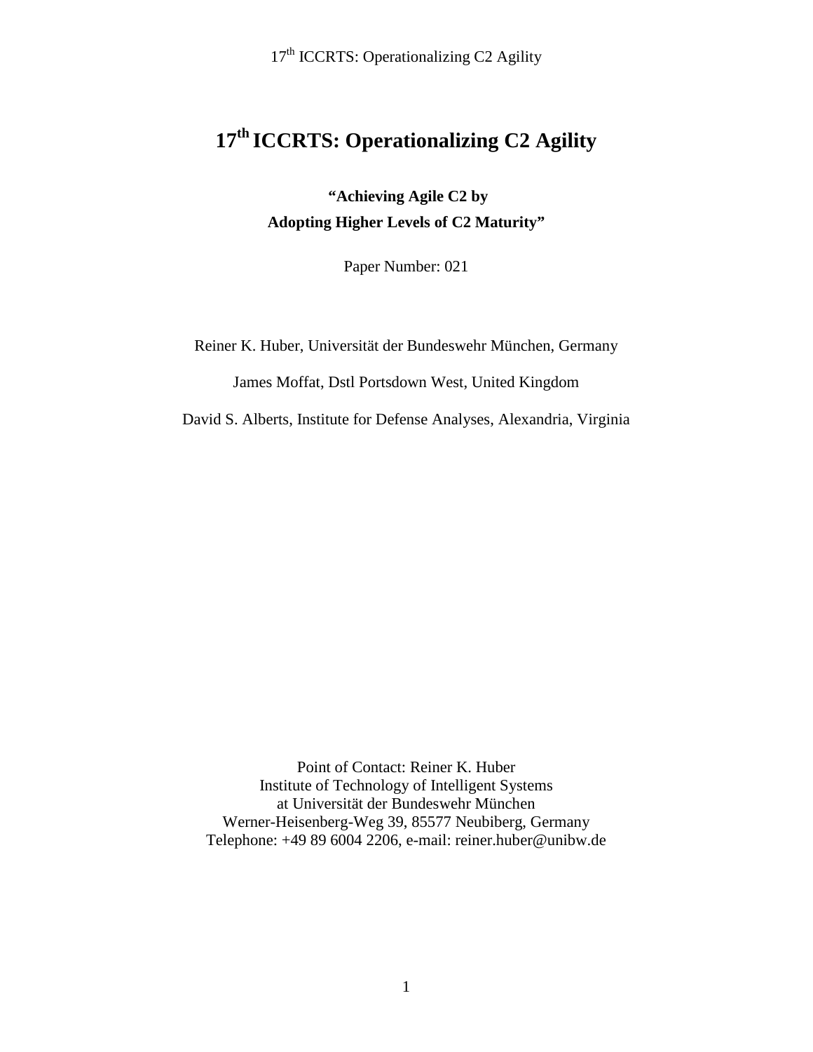# 17th ICCRTS: Operationalizing C2 Agility

**"Achieving Agile C2 by**
**Adopting Higher Levels of C2 Maturity"**

Paper Number: 021

Reiner K. Huber, Universität der Bundeswehr München, Germany

James Moffat, Dstl Portsdown West, United Kingdom

David S. Alberts, Institute for Defense Analyses, Alexandria, Virginia

Point of Contact: Reiner K. Huber
Institute of Technology of Intelligent Systems
at Universität der Bundeswehr München
Werner-Heisenberg-Weg 39, 85577 Neubiberg, Germany
Telephone: +49 89 6004 2206, e-mail: reiner.huber@unibw.de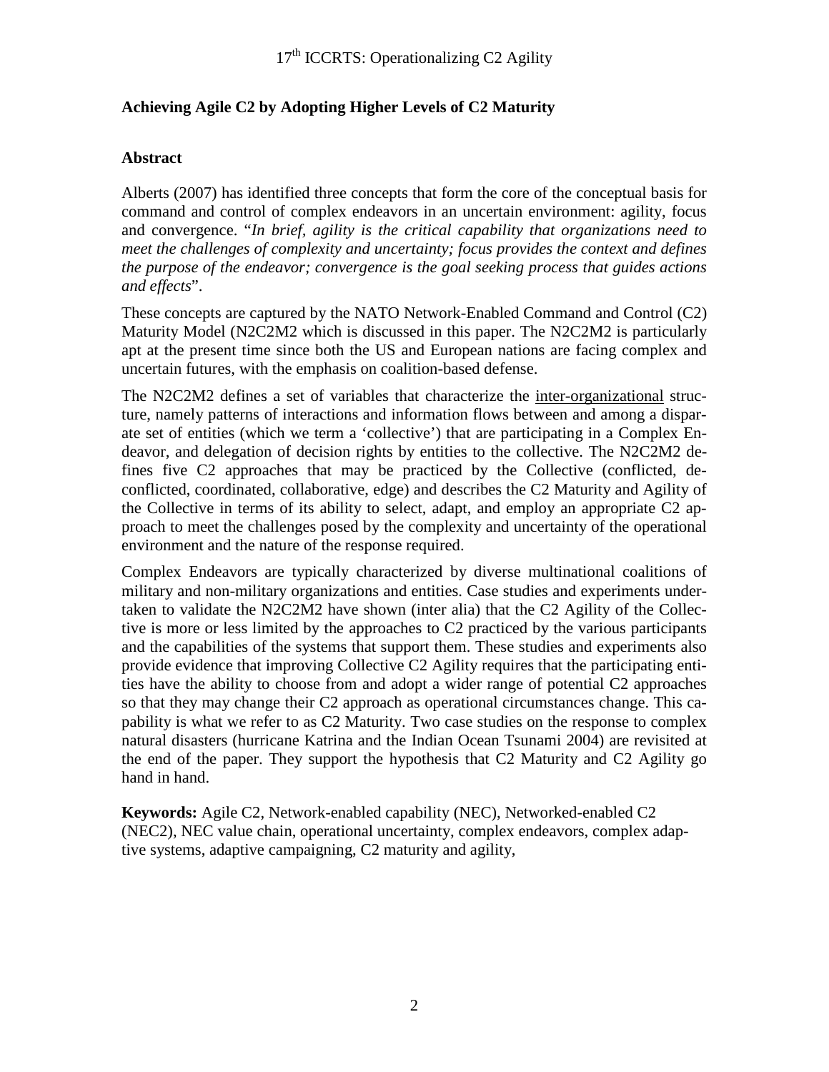## Achieving Agile C2 by Adopting Higher Levels of C2 Maturity

### Abstract

Alberts (2007) has identified three concepts that form the core of the conceptual basis for command and control of complex endeavors in an uncertain environment: agility, focus and convergence. "*In brief, agility is the critical capability that organizations need to meet the challenges of complexity and uncertainty; focus provides the context and defines the purpose of the endeavor; convergence is the goal seeking process that guides actions and effects*".

These concepts are captured by the NATO Network-Enabled Command and Control (C2) Maturity Model (N2C2M2 which is discussed in this paper. The N2C2M2 is particularly apt at the present time since both the US and European nations are facing complex and uncertain futures, with the emphasis on coalition-based defense.

The N2C2M2 defines a set of variables that characterize the <u>inter-organizational</u> structure, namely patterns of interactions and information flows between and among a disparate set of entities (which we term a 'collective') that are participating in a Complex Endeavor, and delegation of decision rights by entities to the collective. The N2C2M2 defines five C2 approaches that may be practiced by the Collective (conflicted, deconflicted, coordinated, collaborative, edge) and describes the C2 Maturity and Agility of the Collective in terms of its ability to select, adapt, and employ an appropriate C2 approach to meet the challenges posed by the complexity and uncertainty of the operational environment and the nature of the response required.

Complex Endeavors are typically characterized by diverse multinational coalitions of military and non-military organizations and entities. Case studies and experiments undertaken to validate the N2C2M2 have shown (inter alia) that the C2 Agility of the Collective is more or less limited by the approaches to C2 practiced by the various participants and the capabilities of the systems that support them. These studies and experiments also provide evidence that improving Collective C2 Agility requires that the participating entities have the ability to choose from and adopt a wider range of potential C2 approaches so that they may change their C2 approach as operational circumstances change. This capability is what we refer to as C2 Maturity. Two case studies on the response to complex natural disasters (hurricane Katrina and the Indian Ocean Tsunami 2004) are revisited at the end of the paper. They support the hypothesis that C2 Maturity and C2 Agility go hand in hand.

**Keywords:** Agile C2, Network-enabled capability (NEC), Networked-enabled C2 (NEC2), NEC value chain, operational uncertainty, complex endeavors, complex adaptive systems, adaptive campaigning, C2 maturity and agility,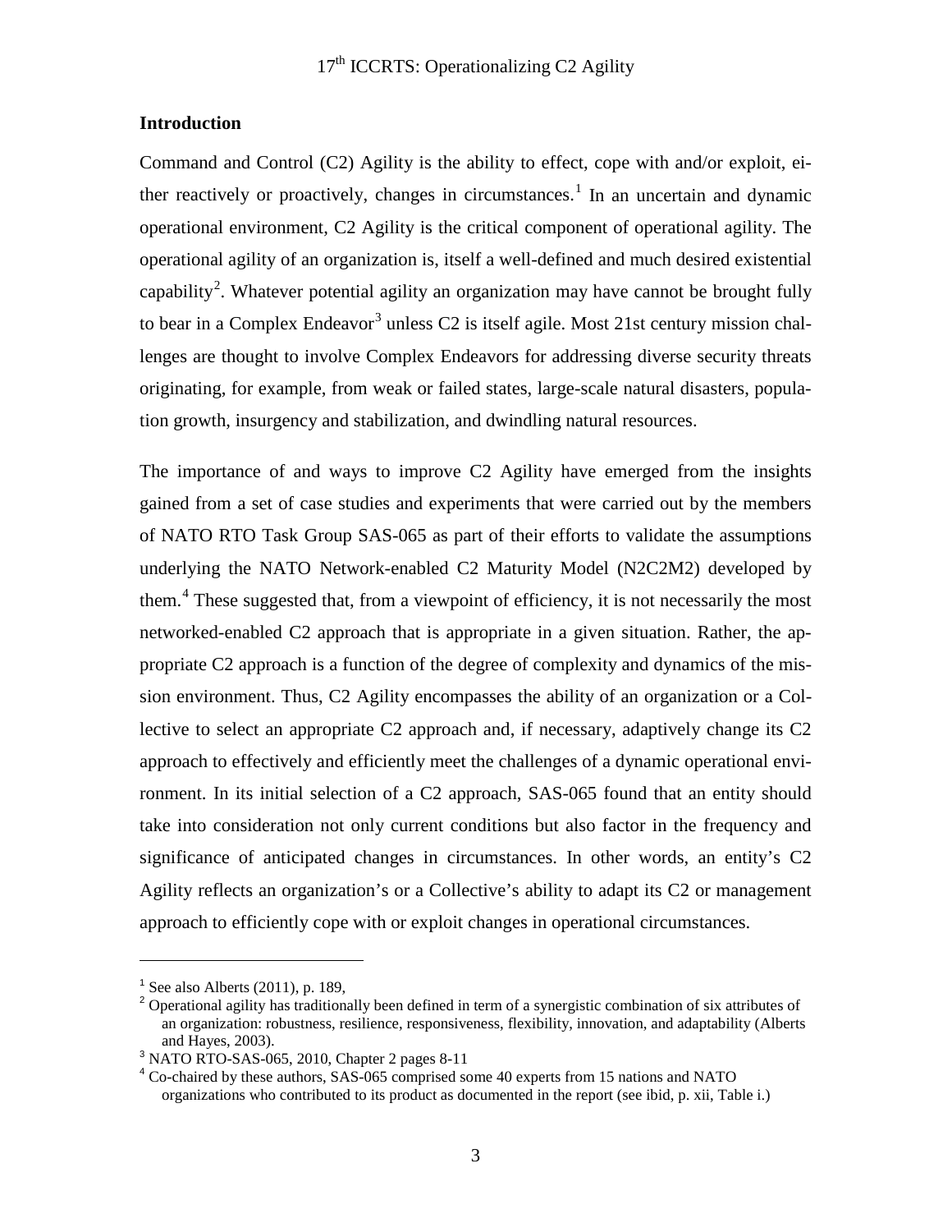## Introduction

Command and Control (C2) Agility is the ability to effect, cope with and/or exploit, either reactively or proactively, changes in circumstances.[1] In an uncertain and dynamic operational environment, C2 Agility is the critical component of operational agility. The operational agility of an organization is, itself a well-defined and much desired existential capability[2]. Whatever potential agility an organization may have cannot be brought fully to bear in a Complex Endeavor[3] unless C2 is itself agile. Most 21st century mission challenges are thought to involve Complex Endeavors for addressing diverse security threats originating, for example, from weak or failed states, large-scale natural disasters, population growth, insurgency and stabilization, and dwindling natural resources.

The importance of and ways to improve C2 Agility have emerged from the insights gained from a set of case studies and experiments that were carried out by the members of NATO RTO Task Group SAS-065 as part of their efforts to validate the assumptions underlying the NATO Network-enabled C2 Maturity Model (N2C2M2) developed by them.[4] These suggested that, from a viewpoint of efficiency, it is not necessarily the most networked-enabled C2 approach that is appropriate in a given situation. Rather, the appropriate C2 approach is a function of the degree of complexity and dynamics of the mission environment. Thus, C2 Agility encompasses the ability of an organization or a Collective to select an appropriate C2 approach and, if necessary, adaptively change its C2 approach to effectively and efficiently meet the challenges of a dynamic operational environment. In its initial selection of a C2 approach, SAS-065 found that an entity should take into consideration not only current conditions but also factor in the frequency and significance of anticipated changes in circumstances. In other words, an entity's C2 Agility reflects an organization's or a Collective's ability to adapt its C2 or management approach to efficiently cope with or exploit changes in operational circumstances.

---

[1] See also Alberts (2011), p. 189,

[2] Operational agility has traditionally been defined in term of a synergistic combination of six attributes of an organization: robustness, resilience, responsiveness, flexibility, innovation, and adaptability (Alberts and Hayes, 2003).

[3] NATO RTO-SAS-065, 2010, Chapter 2 pages 8-11

[4] Co-chaired by these authors, SAS-065 comprised some 40 experts from 15 nations and NATO organizations who contributed to its product as documented in the report (see ibid, p. xii, Table i.)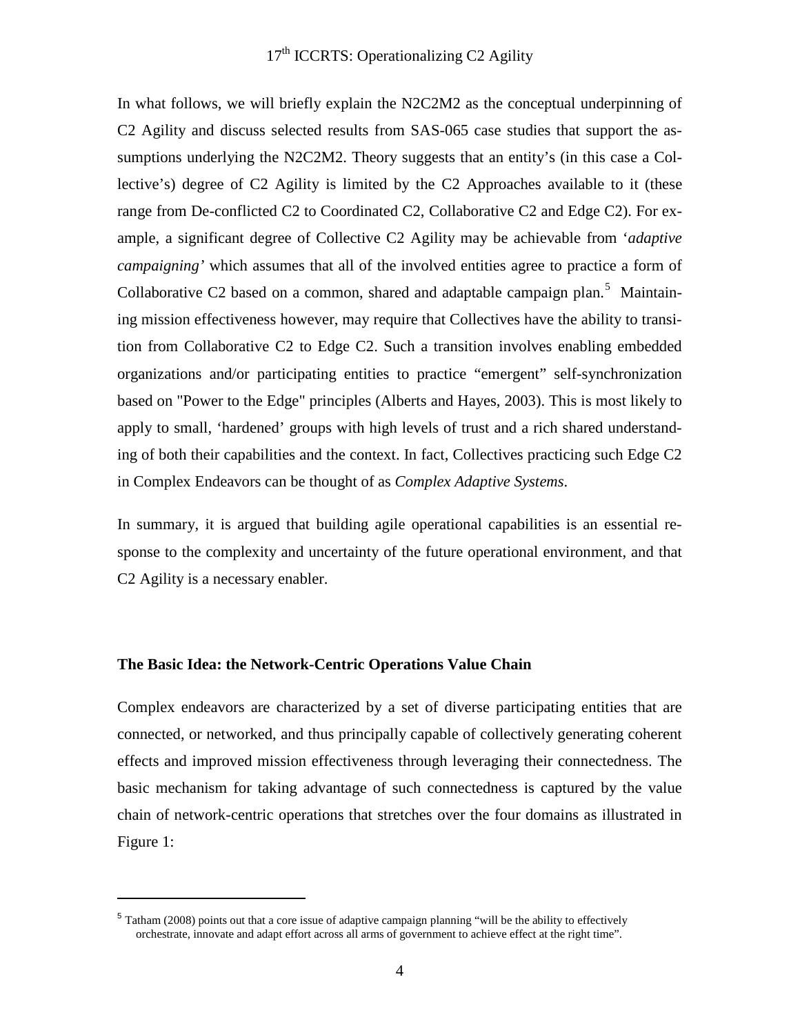In what follows, we will briefly explain the N2C2M2 as the conceptual underpinning of C2 Agility and discuss selected results from SAS-065 case studies that support the assumptions underlying the N2C2M2. Theory suggests that an entity's (in this case a Collective's) degree of C2 Agility is limited by the C2 Approaches available to it (these range from De-conflicted C2 to Coordinated C2, Collaborative C2 and Edge C2). For example, a significant degree of Collective C2 Agility may be achievable from '*adaptive campaigning'* which assumes that all of the involved entities agree to practice a form of Collaborative C2 based on a common, shared and adaptable campaign plan.[5] Maintaining mission effectiveness however, may require that Collectives have the ability to transition from Collaborative C2 to Edge C2. Such a transition involves enabling embedded organizations and/or participating entities to practice "emergent" self-synchronization based on "Power to the Edge" principles (Alberts and Hayes, 2003). This is most likely to apply to small, 'hardened' groups with high levels of trust and a rich shared understanding of both their capabilities and the context. In fact, Collectives practicing such Edge C2 in Complex Endeavors can be thought of as *Complex Adaptive Systems*.

In summary, it is argued that building agile operational capabilities is an essential response to the complexity and uncertainty of the future operational environment, and that C2 Agility is a necessary enabler.

**The Basic Idea: the Network-Centric Operations Value Chain**

Complex endeavors are characterized by a set of diverse participating entities that are connected, or networked, and thus principally capable of collectively generating coherent effects and improved mission effectiveness through leveraging their connectedness. The basic mechanism for taking advantage of such connectedness is captured by the value chain of network-centric operations that stretches over the four domains as illustrated in Figure 1:

---

[5] Tatham (2008) points out that a core issue of adaptive campaign planning "will be the ability to effectively orchestrate, innovate and adapt effort across all arms of government to achieve effect at the right time".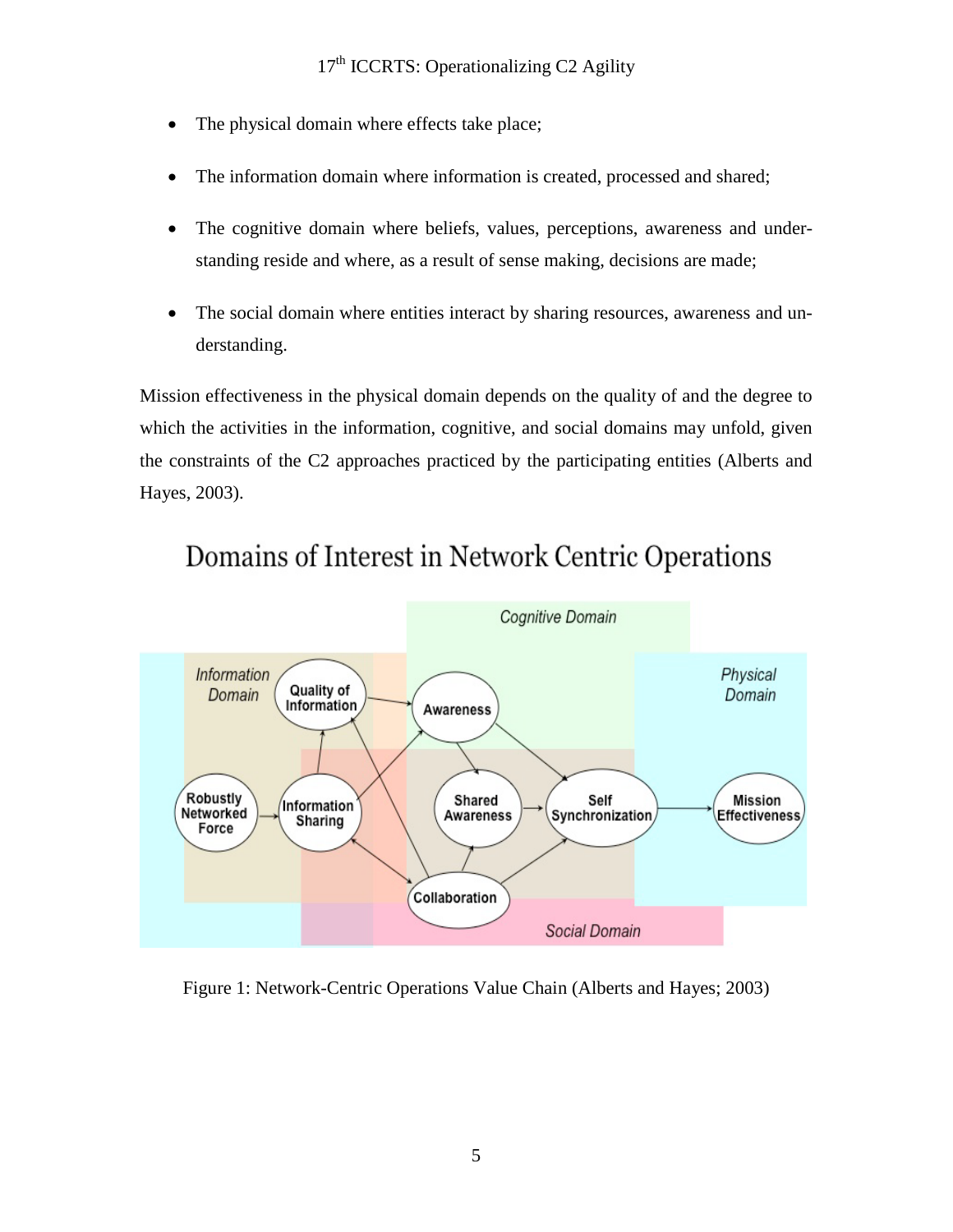- The physical domain where effects take place;
- The information domain where information is created, processed and shared;
- The cognitive domain where beliefs, values, perceptions, awareness and understanding reside and where, as a result of sense making, decisions are made;
- The social domain where entities interact by sharing resources, awareness and understanding.

Mission effectiveness in the physical domain depends on the quality of and the degree to which the activities in the information, cognitive, and social domains may unfold, given the constraints of the C2 approaches practiced by the participating entities (Alberts and Hayes, 2003).

Figure 1: Network-Centric Operations Value Chain (Alberts and Hayes; 2003)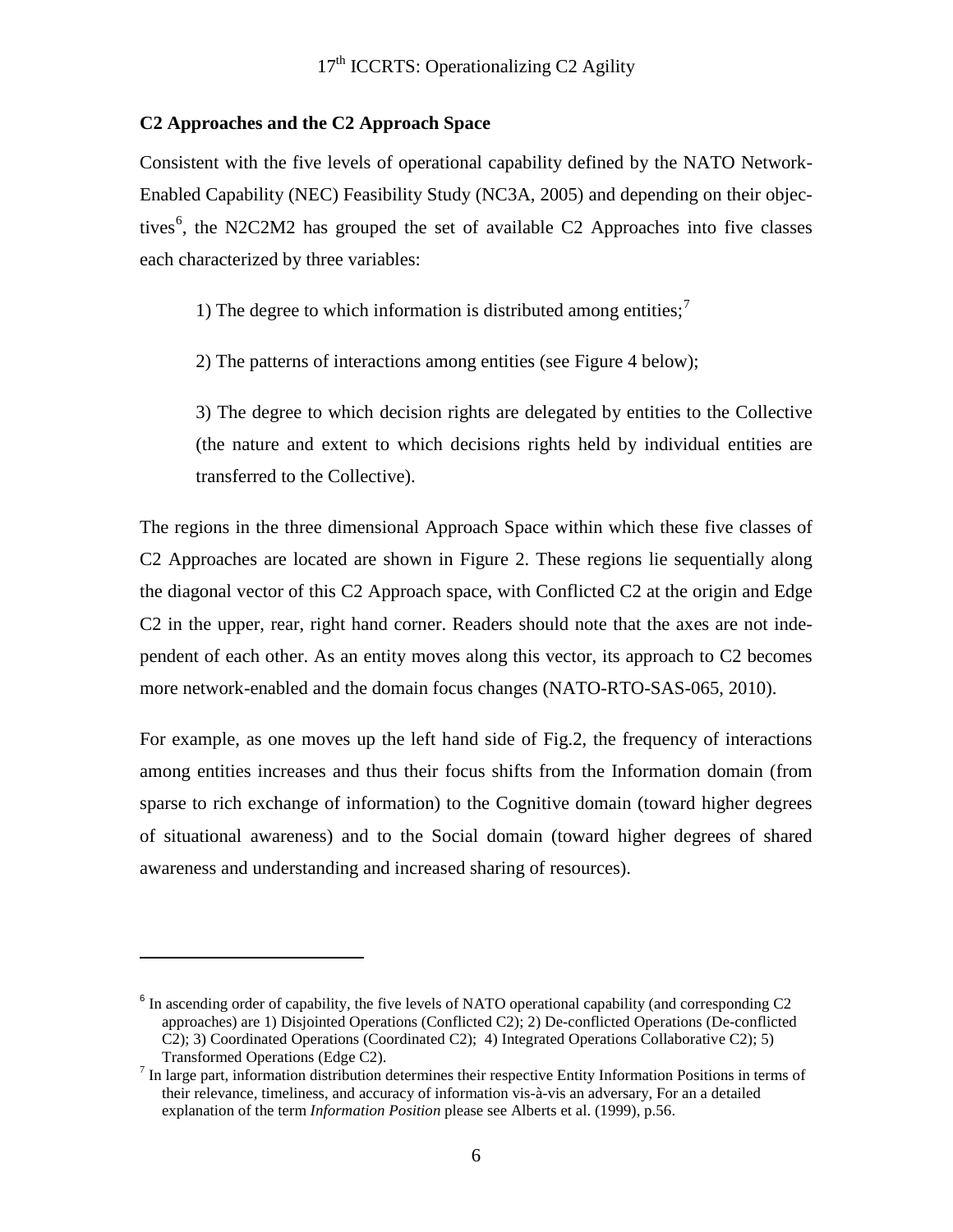## C2 Approaches and the C2 Approach Space

Consistent with the five levels of operational capability defined by the NATO Network-Enabled Capability (NEC) Feasibility Study (NC3A, 2005) and depending on their objectives[6], the N2C2M2 has grouped the set of available C2 Approaches into five classes each characterized by three variables:

1) The degree to which information is distributed among entities;[7]

2) The patterns of interactions among entities (see Figure 4 below);

3) The degree to which decision rights are delegated by entities to the Collective (the nature and extent to which decisions rights held by individual entities are transferred to the Collective).

The regions in the three dimensional Approach Space within which these five classes of C2 Approaches are located are shown in Figure 2. These regions lie sequentially along the diagonal vector of this C2 Approach space, with Conflicted C2 at the origin and Edge C2 in the upper, rear, right hand corner. Readers should note that the axes are not independent of each other. As an entity moves along this vector, its approach to C2 becomes more network-enabled and the domain focus changes (NATO-RTO-SAS-065, 2010).

For example, as one moves up the left hand side of Fig.2, the frequency of interactions among entities increases and thus their focus shifts from the Information domain (from sparse to rich exchange of information) to the Cognitive domain (toward higher degrees of situational awareness) and to the Social domain (toward higher degrees of shared awareness and understanding and increased sharing of resources).

---

[6] In ascending order of capability, the five levels of NATO operational capability (and corresponding C2 approaches) are 1) Disjointed Operations (Conflicted C2); 2) De-conflicted Operations (De-conflicted C2); 3) Coordinated Operations (Coordinated C2); 4) Integrated Operations Collaborative C2); 5) Transformed Operations (Edge C2).

[7] In large part, information distribution determines their respective Entity Information Positions in terms of their relevance, timeliness, and accuracy of information vis-à-vis an adversary, For an a detailed explanation of the term *Information Position* please see Alberts et al. (1999), p.56.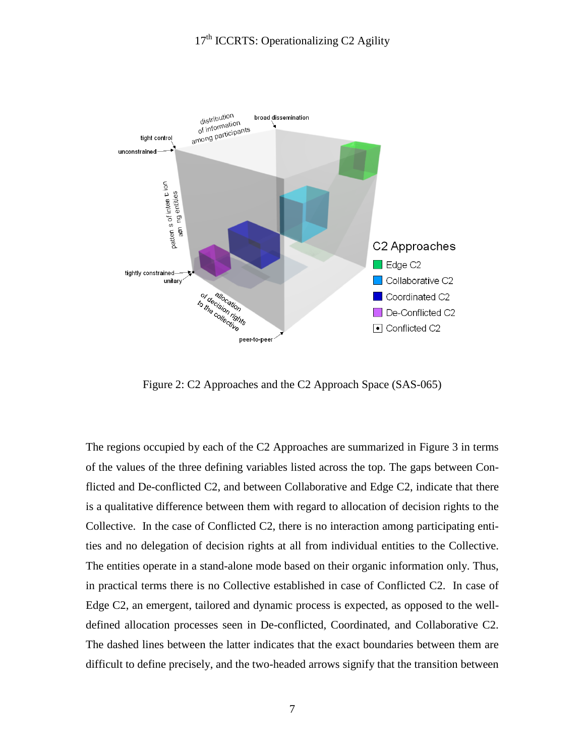Figure 2: C2 Approaches and the C2 Approach Space (SAS-065)

The regions occupied by each of the C2 Approaches are summarized in Figure 3 in terms of the values of the three defining variables listed across the top. The gaps between Conflicted and De-conflicted C2, and between Collaborative and Edge C2, indicate that there is a qualitative difference between them with regard to allocation of decision rights to the Collective. In the case of Conflicted C2, there is no interaction among participating entities and no delegation of decision rights at all from individual entities to the Collective. The entities operate in a stand-alone mode based on their organic information only. Thus, in practical terms there is no Collective established in case of Conflicted C2. In case of Edge C2, an emergent, tailored and dynamic process is expected, as opposed to the well-defined allocation processes seen in De-conflicted, Coordinated, and Collaborative C2. The dashed lines between the latter indicates that the exact boundaries between them are difficult to define precisely, and the two-headed arrows signify that the transition between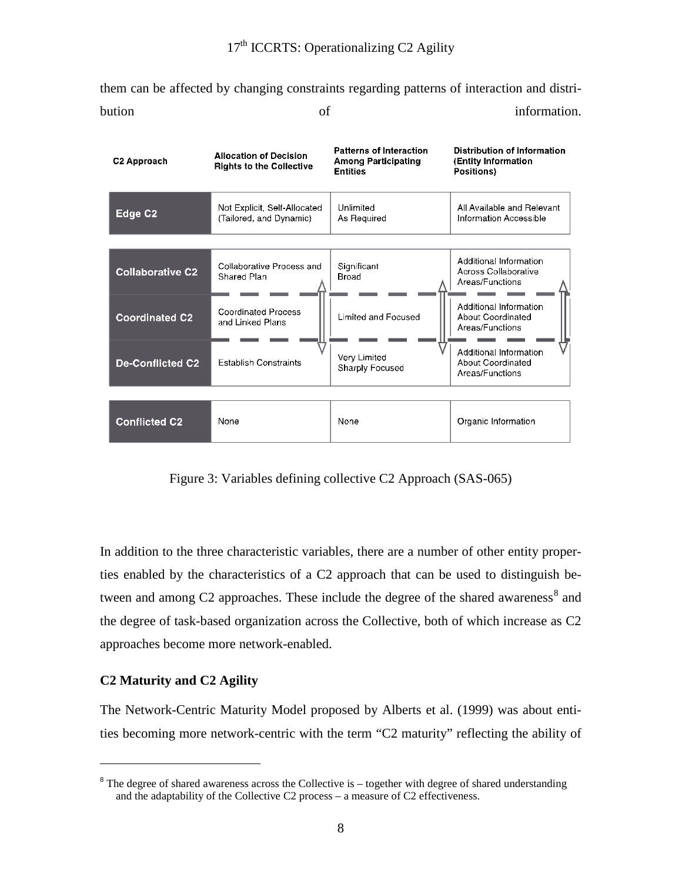them can be affected by changing constraints regarding patterns of interaction and distribution of information.

| C2 Approach | Allocation of Decision Rights to the Collective | Patterns of Interaction Among Participating Entities | Distribution of Information (Entity Information Positions) |
|---|---|---|---|
| Edge C2 | Not Explicit, Self-Allocated (Tailored, and Dynamic) | Unlimited As Required | All Available and Relevant Information Accessible |
| Collaborative C2 | Collaborative Process and Shared Plan | Significant Broad | Additional Information Across Collaborative Areas/Functions |
| Coordinated C2 | Coordinated Process and Linked Plans | Limited and Focused | Additional Information About Coordinated Areas/Functions |
| De-Conflicted C2 | Establish Constraints | Very Limited Sharply Focused | Additional Information About Coordinated Areas/Functions |
| Conflicted C2 | None | None | Organic Information |

Figure 3: Variables defining collective C2 Approach (SAS-065)

In addition to the three characteristic variables, there are a number of other entity properties enabled by the characteristics of a C2 approach that can be used to distinguish between and among C2 approaches. These include the degree of the shared awareness[8] and the degree of task-based organization across the Collective, both of which increase as C2 approaches become more network-enabled.

**C2 Maturity and C2 Agility**

The Network-Centric Maturity Model proposed by Alberts et al. (1999) was about entities becoming more network-centric with the term "C2 maturity" reflecting the ability of

[8] The degree of shared awareness across the Collective is – together with degree of shared understanding and the adaptability of the Collective C2 process – a measure of C2 effectiveness.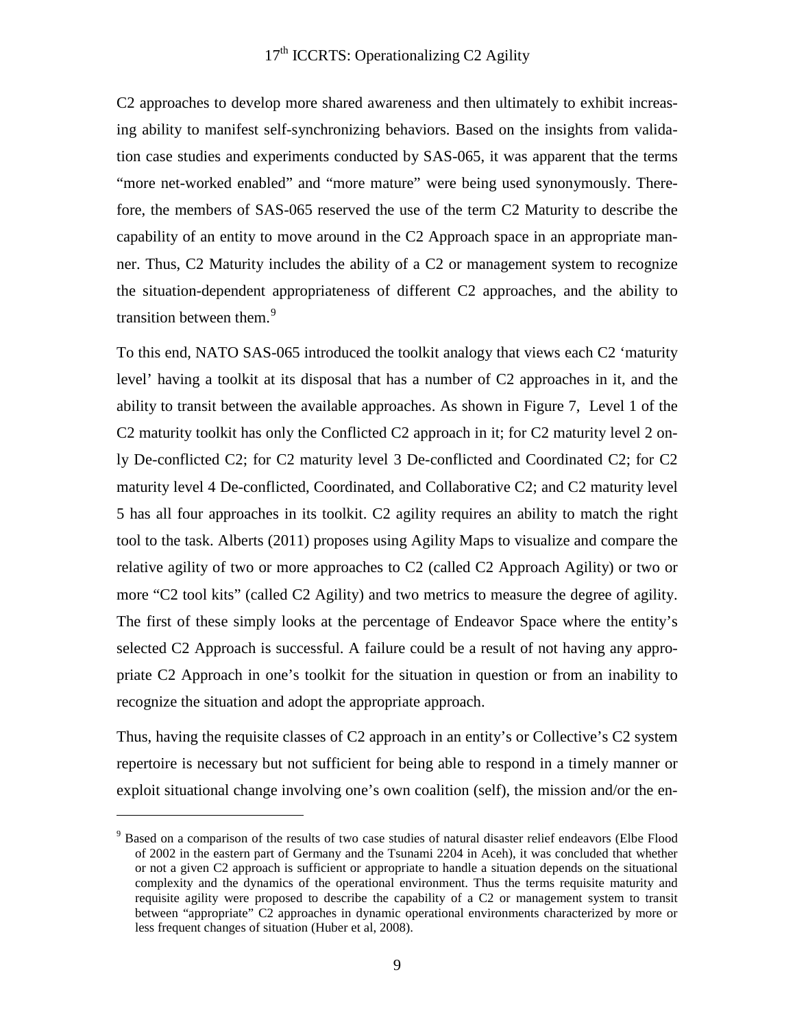C2 approaches to develop more shared awareness and then ultimately to exhibit increasing ability to manifest self-synchronizing behaviors. Based on the insights from validation case studies and experiments conducted by SAS-065, it was apparent that the terms "more net-worked enabled" and "more mature" were being used synonymously. Therefore, the members of SAS-065 reserved the use of the term C2 Maturity to describe the capability of an entity to move around in the C2 Approach space in an appropriate manner. Thus, C2 Maturity includes the ability of a C2 or management system to recognize the situation-dependent appropriateness of different C2 approaches, and the ability to transition between them.[9]

To this end, NATO SAS-065 introduced the toolkit analogy that views each C2 'maturity level' having a toolkit at its disposal that has a number of C2 approaches in it, and the ability to transit between the available approaches. As shown in Figure 7, Level 1 of the C2 maturity toolkit has only the Conflicted C2 approach in it; for C2 maturity level 2 only De-conflicted C2; for C2 maturity level 3 De-conflicted and Coordinated C2; for C2 maturity level 4 De-conflicted, Coordinated, and Collaborative C2; and C2 maturity level 5 has all four approaches in its toolkit. C2 agility requires an ability to match the right tool to the task. Alberts (2011) proposes using Agility Maps to visualize and compare the relative agility of two or more approaches to C2 (called C2 Approach Agility) or two or more "C2 tool kits" (called C2 Agility) and two metrics to measure the degree of agility. The first of these simply looks at the percentage of Endeavor Space where the entity's selected C2 Approach is successful. A failure could be a result of not having any appropriate C2 Approach in one's toolkit for the situation in question or from an inability to recognize the situation and adopt the appropriate approach.

Thus, having the requisite classes of C2 approach in an entity's or Collective's C2 system repertoire is necessary but not sufficient for being able to respond in a timely manner or exploit situational change involving one's own coalition (self), the mission and/or the en-

[9] Based on a comparison of the results of two case studies of natural disaster relief endeavors (Elbe Flood of 2002 in the eastern part of Germany and the Tsunami 2204 in Aceh), it was concluded that whether or not a given C2 approach is sufficient or appropriate to handle a situation depends on the situational complexity and the dynamics of the operational environment. Thus the terms requisite maturity and requisite agility were proposed to describe the capability of a C2 or management system to transit between "appropriate" C2 approaches in dynamic operational environments characterized by more or less frequent changes of situation (Huber et al, 2008).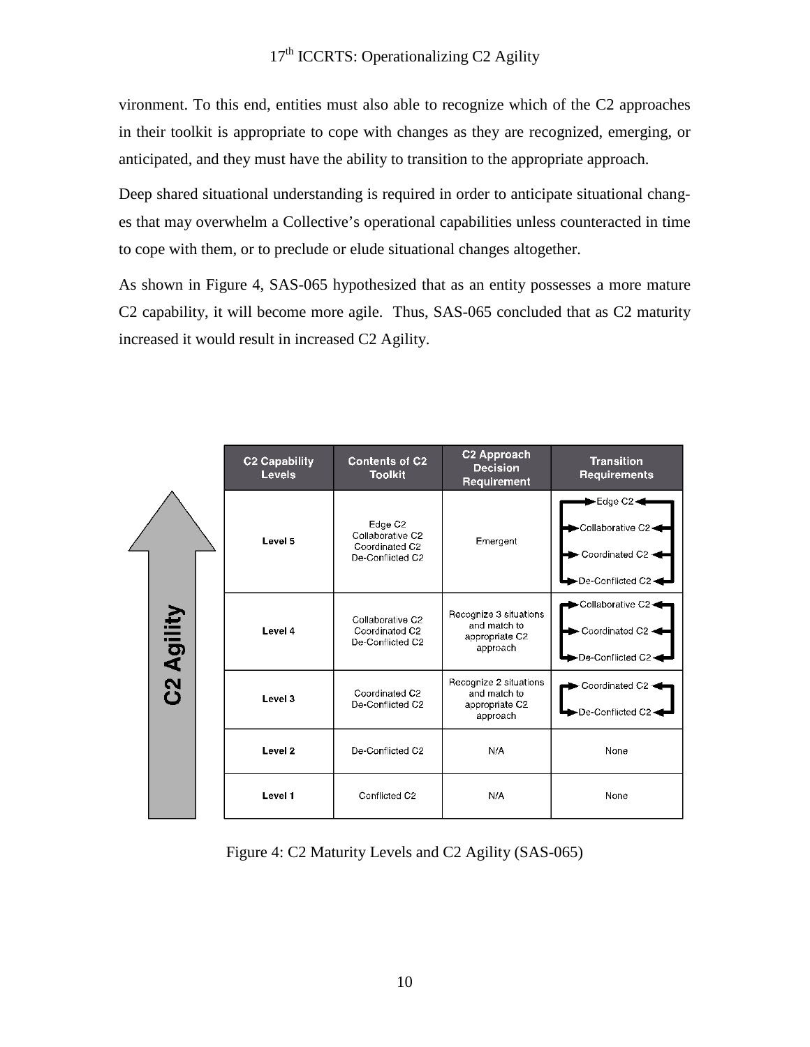vironment. To this end, entities must also able to recognize which of the C2 approaches in their toolkit is appropriate to cope with changes as they are recognized, emerging, or anticipated, and they must have the ability to transition to the appropriate approach.

Deep shared situational understanding is required in order to anticipate situational changes that may overwhelm a Collective's operational capabilities unless counteracted in time to cope with them, or to preclude or elude situational changes altogether.

As shown in Figure 4, SAS-065 hypothesized that as an entity possesses a more mature C2 capability, it will become more agile. Thus, SAS-065 concluded that as C2 maturity increased it would result in increased C2 Agility.

| C2 Capability Levels | Contents of C2 Toolkit | C2 Approach Decision Requirement | Transition Requirements |
|---|---|---|---|
| Level 5 | Edge C2<br>Collaborative C2<br>Coordinated C2<br>De-Conflicted C2 | Emergent | Edge C2<br>Collaborative C2<br>Coordinated C2<br>De-Conflicted C2 |
| Level 4 | Collaborative C2<br>Coordinated C2<br>De-Conflicted C2 | Recognize 3 situations and match to appropriate C2 approach | Collaborative C2<br>Coordinated C2<br>De-Conflicted C2 |
| Level 3 | Coordinated C2<br>De-Conflicted C2 | Recognize 2 situations and match to appropriate C2 approach | Coordinated C2<br>De-Conflicted C2 |
| Level 2 | De-Conflicted C2 | N/A | None |
| Level 1 | Conflicted C2 | N/A | None |

Figure 4: C2 Maturity Levels and C2 Agility (SAS-065)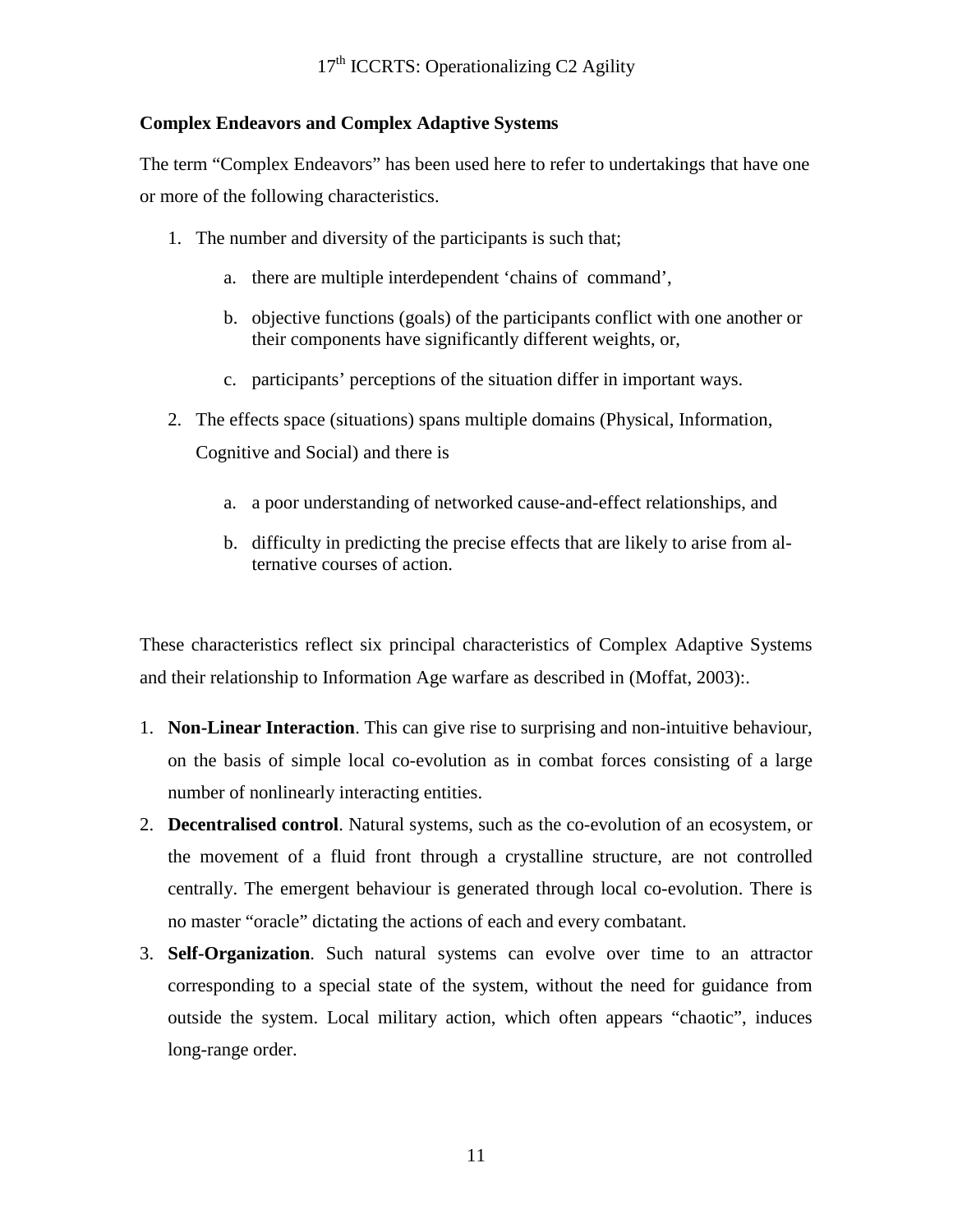**Complex Endeavors and Complex Adaptive Systems**

The term "Complex Endeavors" has been used here to refer to undertakings that have one or more of the following characteristics.

1. The number and diversity of the participants is such that;
   a. there are multiple interdependent 'chains of command',
   b. objective functions (goals) of the participants conflict with one another or their components have significantly different weights, or,
   c. participants' perceptions of the situation differ in important ways.
2. The effects space (situations) spans multiple domains (Physical, Information, Cognitive and Social) and there is
   a. a poor understanding of networked cause-and-effect relationships, and
   b. difficulty in predicting the precise effects that are likely to arise from alternative courses of action.

These characteristics reflect six principal characteristics of Complex Adaptive Systems and their relationship to Information Age warfare as described in (Moffat, 2003):.

1. **Non-Linear Interaction**. This can give rise to surprising and non-intuitive behaviour, on the basis of simple local co-evolution as in combat forces consisting of a large number of nonlinearly interacting entities.
2. **Decentralised control**. Natural systems, such as the co-evolution of an ecosystem, or the movement of a fluid front through a crystalline structure, are not controlled centrally. The emergent behaviour is generated through local co-evolution. There is no master "oracle" dictating the actions of each and every combatant.
3. **Self-Organization**. Such natural systems can evolve over time to an attractor corresponding to a special state of the system, without the need for guidance from outside the system. Local military action, which often appears "chaotic", induces long-range order.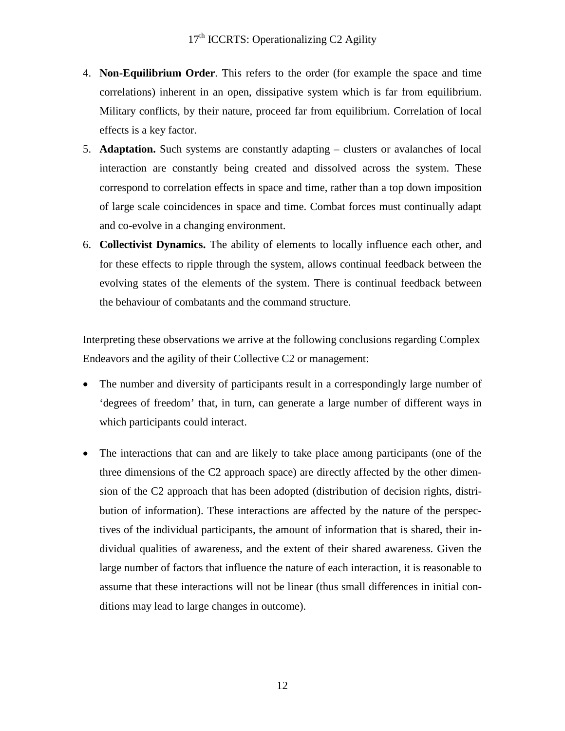4. **Non-Equilibrium Order**. This refers to the order (for example the space and time correlations) inherent in an open, dissipative system which is far from equilibrium. Military conflicts, by their nature, proceed far from equilibrium. Correlation of local effects is a key factor.
5. **Adaptation.** Such systems are constantly adapting – clusters or avalanches of local interaction are constantly being created and dissolved across the system. These correspond to correlation effects in space and time, rather than a top down imposition of large scale coincidences in space and time. Combat forces must continually adapt and co-evolve in a changing environment.
6. **Collectivist Dynamics.** The ability of elements to locally influence each other, and for these effects to ripple through the system, allows continual feedback between the evolving states of the elements of the system. There is continual feedback between the behaviour of combatants and the command structure.

Interpreting these observations we arrive at the following conclusions regarding Complex Endeavors and the agility of their Collective C2 or management:

- The number and diversity of participants result in a correspondingly large number of 'degrees of freedom' that, in turn, can generate a large number of different ways in which participants could interact.

- The interactions that can and are likely to take place among participants (one of the three dimensions of the C2 approach space) are directly affected by the other dimension of the C2 approach that has been adopted (distribution of decision rights, distribution of information). These interactions are affected by the nature of the perspectives of the individual participants, the amount of information that is shared, their individual qualities of awareness, and the extent of their shared awareness. Given the large number of factors that influence the nature of each interaction, it is reasonable to assume that these interactions will not be linear (thus small differences in initial conditions may lead to large changes in outcome).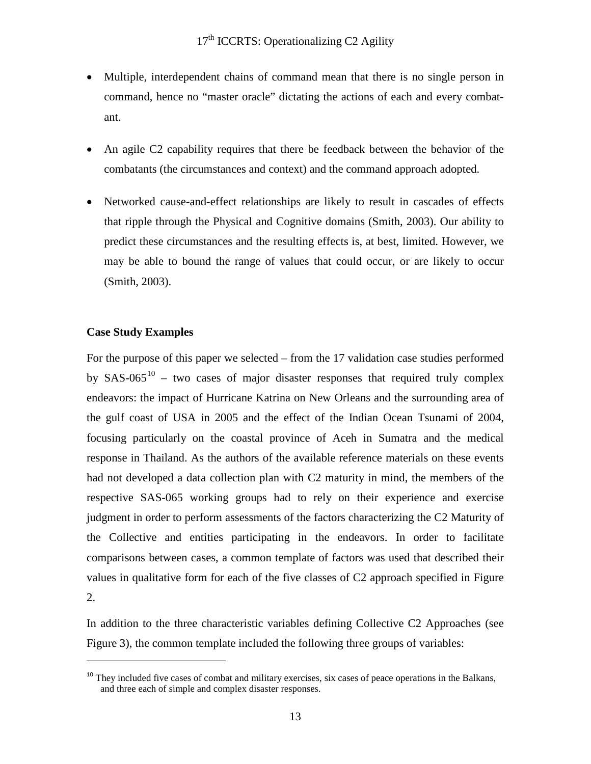- Multiple, interdependent chains of command mean that there is no single person in command, hence no "master oracle" dictating the actions of each and every combatant.

- An agile C2 capability requires that there be feedback between the behavior of the combatants (the circumstances and context) and the command approach adopted.

- Networked cause-and-effect relationships are likely to result in cascades of effects that ripple through the Physical and Cognitive domains (Smith, 2003). Our ability to predict these circumstances and the resulting effects is, at best, limited. However, we may be able to bound the range of values that could occur, or are likely to occur (Smith, 2003).

**Case Study Examples**

For the purpose of this paper we selected – from the 17 validation case studies performed by SAS-065[10] – two cases of major disaster responses that required truly complex endeavors: the impact of Hurricane Katrina on New Orleans and the surrounding area of the gulf coast of USA in 2005 and the effect of the Indian Ocean Tsunami of 2004, focusing particularly on the coastal province of Aceh in Sumatra and the medical response in Thailand. As the authors of the available reference materials on these events had not developed a data collection plan with C2 maturity in mind, the members of the respective SAS-065 working groups had to rely on their experience and exercise judgment in order to perform assessments of the factors characterizing the C2 Maturity of the Collective and entities participating in the endeavors. In order to facilitate comparisons between cases, a common template of factors was used that described their values in qualitative form for each of the five classes of C2 approach specified in Figure 2.

In addition to the three characteristic variables defining Collective C2 Approaches (see Figure 3), the common template included the following three groups of variables:

[10] They included five cases of combat and military exercises, six cases of peace operations in the Balkans, and three each of simple and complex disaster responses.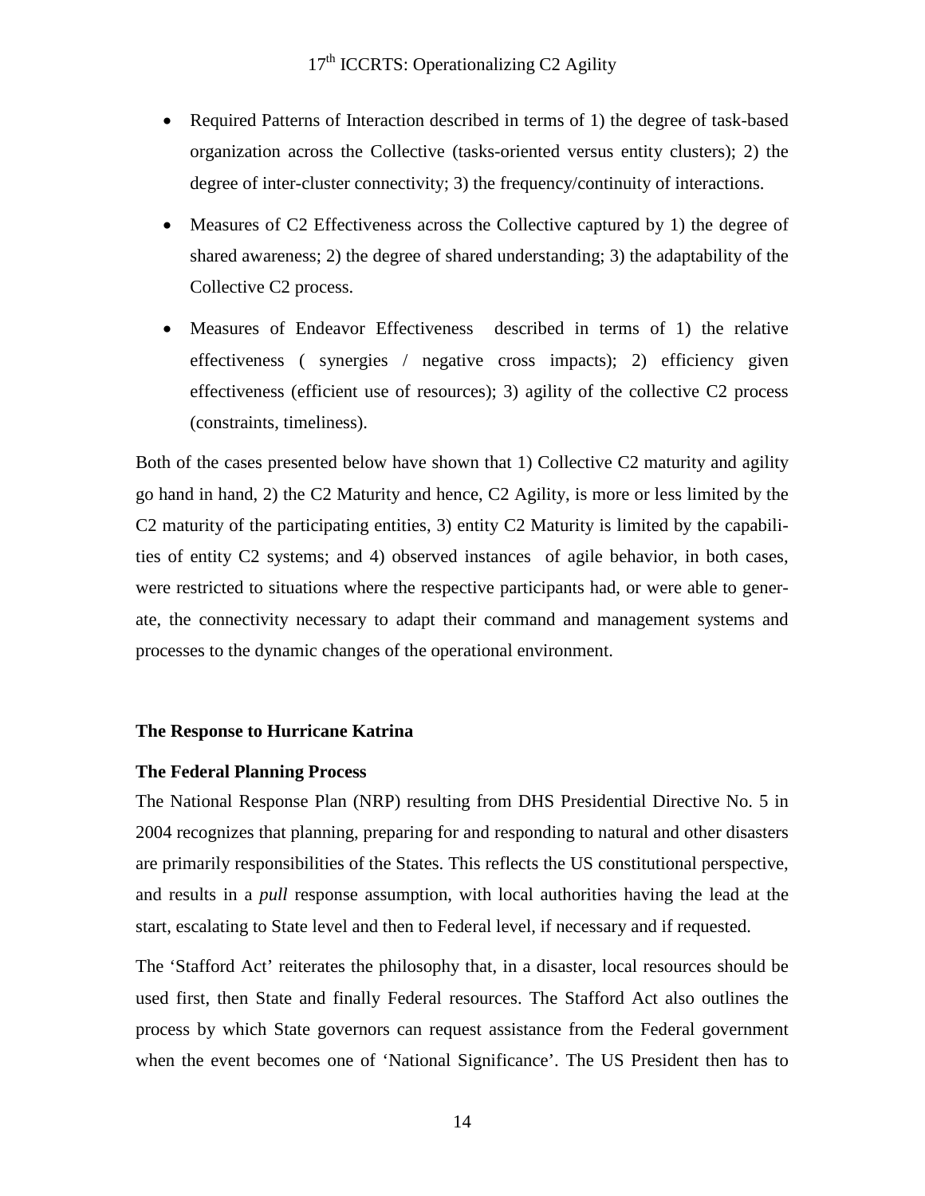- Required Patterns of Interaction described in terms of 1) the degree of task-based organization across the Collective (tasks-oriented versus entity clusters); 2) the degree of inter-cluster connectivity; 3) the frequency/continuity of interactions.

- Measures of C2 Effectiveness across the Collective captured by 1) the degree of shared awareness; 2) the degree of shared understanding; 3) the adaptability of the Collective C2 process.

- Measures of Endeavor Effectiveness described in terms of 1) the relative effectiveness ( synergies / negative cross impacts); 2) efficiency given effectiveness (efficient use of resources); 3) agility of the collective C2 process (constraints, timeliness).

Both of the cases presented below have shown that 1) Collective C2 maturity and agility go hand in hand, 2) the C2 Maturity and hence, C2 Agility, is more or less limited by the C2 maturity of the participating entities, 3) entity C2 Maturity is limited by the capabilities of entity C2 systems; and 4) observed instances of agile behavior, in both cases, were restricted to situations where the respective participants had, or were able to generate, the connectivity necessary to adapt their command and management systems and processes to the dynamic changes of the operational environment.

**The Response to Hurricane Katrina**

**The Federal Planning Process**

The National Response Plan (NRP) resulting from DHS Presidential Directive No. 5 in 2004 recognizes that planning, preparing for and responding to natural and other disasters are primarily responsibilities of the States. This reflects the US constitutional perspective, and results in a *pull* response assumption, with local authorities having the lead at the start, escalating to State level and then to Federal level, if necessary and if requested.

The 'Stafford Act' reiterates the philosophy that, in a disaster, local resources should be used first, then State and finally Federal resources. The Stafford Act also outlines the process by which State governors can request assistance from the Federal government when the event becomes one of 'National Significance'. The US President then has to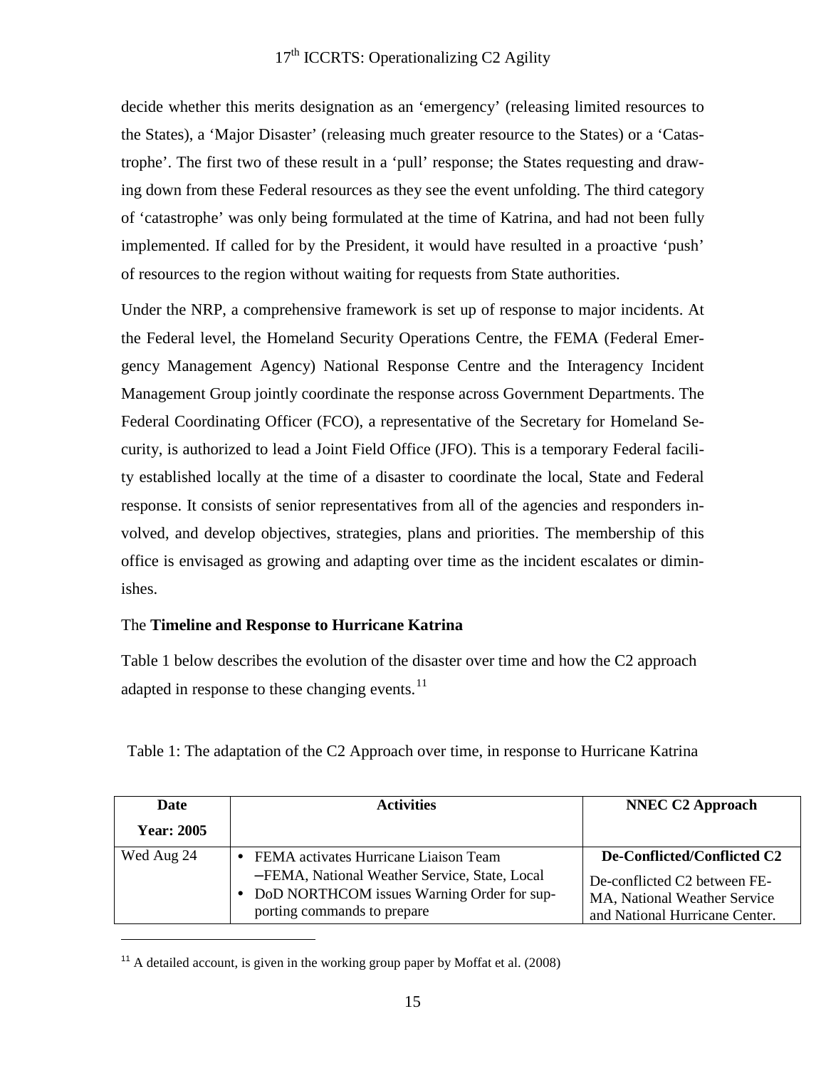decide whether this merits designation as an 'emergency' (releasing limited resources to the States), a 'Major Disaster' (releasing much greater resource to the States) or a 'Catastrophe'. The first two of these result in a 'pull' response; the States requesting and drawing down from these Federal resources as they see the event unfolding. The third category of 'catastrophe' was only being formulated at the time of Katrina, and had not been fully implemented. If called for by the President, it would have resulted in a proactive 'push' of resources to the region without waiting for requests from State authorities.

Under the NRP, a comprehensive framework is set up of response to major incidents. At the Federal level, the Homeland Security Operations Centre, the FEMA (Federal Emergency Management Agency) National Response Centre and the Interagency Incident Management Group jointly coordinate the response across Government Departments. The Federal Coordinating Officer (FCO), a representative of the Secretary for Homeland Security, is authorized to lead a Joint Field Office (JFO). This is a temporary Federal facility established locally at the time of a disaster to coordinate the local, State and Federal response. It consists of senior representatives from all of the agencies and responders involved, and develop objectives, strategies, plans and priorities. The membership of this office is envisaged as growing and adapting over time as the incident escalates or diminishes.

The **Timeline and Response to Hurricane Katrina**

Table 1 below describes the evolution of the disaster over time and how the C2 approach adapted in response to these changing events.[11]

Table 1: The adaptation of the C2 Approach over time, in response to Hurricane Katrina

| **Date**<br>**Year: 2005** | **Activities** | **NNEC C2 Approach** |
|---|---|---|
| Wed Aug 24 | • FEMA activates Hurricane Liaison Team –FEMA, National Weather Service, State, Local<br>• DoD NORTHCOM issues Warning Order for supporting commands to prepare | **De-Conflicted/Conflicted C2**<br>De-conflicted C2 between FEMA, National Weather Service and National Hurricane Center. |

[11] A detailed account, is given in the working group paper by Moffat et al. (2008)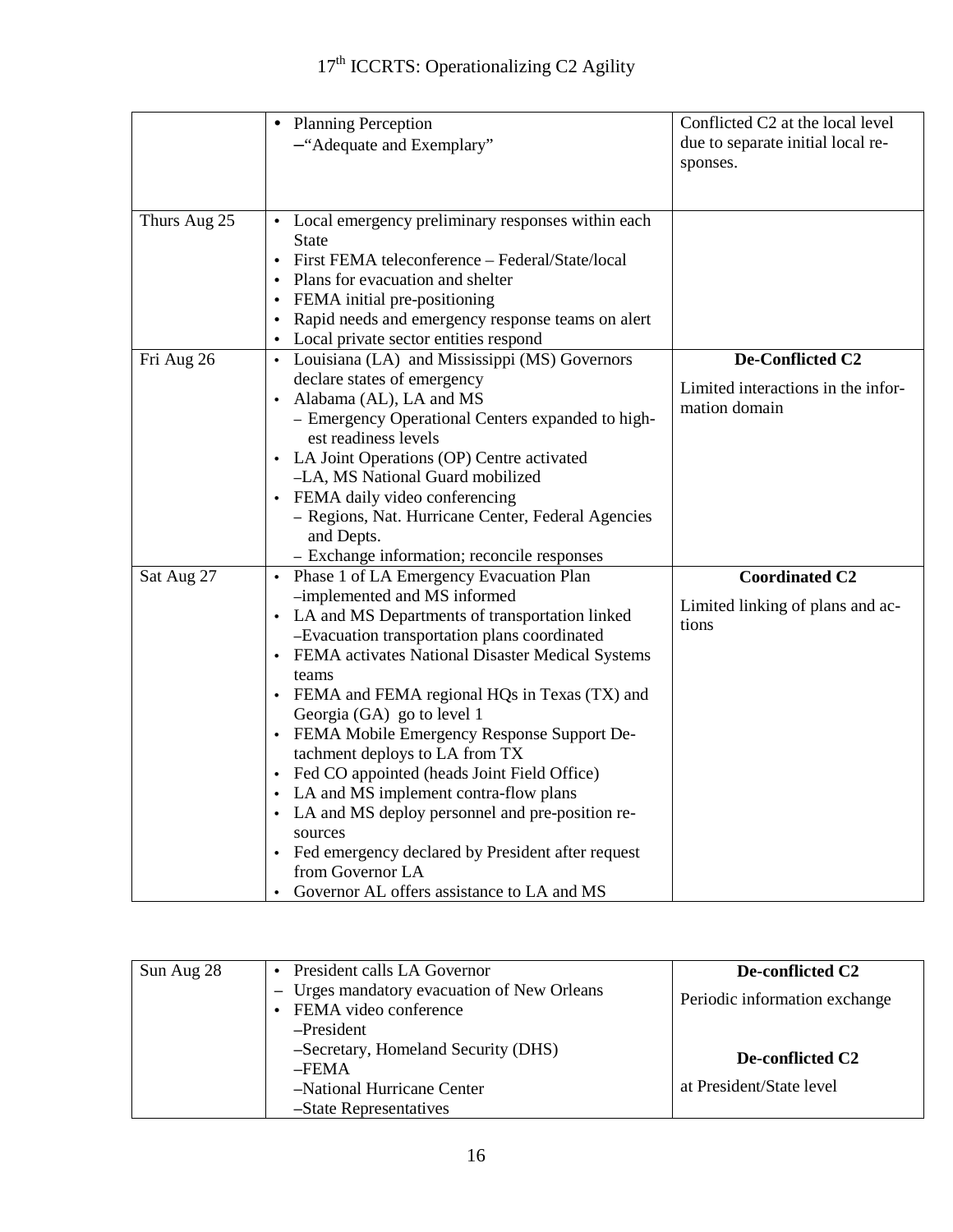| | | |
|---|---|---|
| | • Planning Perception<br>–"Adequate and Exemplary" | Conflicted C2 at the local level due to separate initial local responses. |
| Thurs Aug 25 | • Local emergency preliminary responses within each State<br>• First FEMA teleconference – Federal/State/local<br>• Plans for evacuation and shelter<br>• FEMA initial pre-positioning<br>• Rapid needs and emergency response teams on alert<br>• Local private sector entities respond | |
| Fri Aug 26 | • Louisiana (LA) and Mississippi (MS) Governors declare states of emergency<br>• Alabama (AL), LA and MS<br>– Emergency Operational Centers expanded to highest readiness levels<br>• LA Joint Operations (OP) Centre activated<br>–LA, MS National Guard mobilized<br>• FEMA daily video conferencing<br>– Regions, Nat. Hurricane Center, Federal Agencies and Depts.<br>– Exchange information; reconcile responses | **De-Conflicted C2**<br><br>Limited interactions in the information domain |
| Sat Aug 27 | • Phase 1 of LA Emergency Evacuation Plan<br>–implemented and MS informed<br>• LA and MS Departments of transportation linked<br>–Evacuation transportation plans coordinated<br>• FEMA activates National Disaster Medical Systems teams<br>• FEMA and FEMA regional HQs in Texas (TX) and Georgia (GA) go to level 1<br>• FEMA Mobile Emergency Response Support Detachment deploys to LA from TX<br>• Fed CO appointed (heads Joint Field Office)<br>• LA and MS implement contra-flow plans<br>• LA and MS deploy personnel and pre-position resources<br>• Fed emergency declared by President after request from Governor LA<br>• Governor AL offers assistance to LA and MS | **Coordinated C2**<br><br>Limited linking of plans and actions |

| | | |
|---|---|---|
| Sun Aug 28 | • President calls LA Governor<br>– Urges mandatory evacuation of New Orleans<br>• FEMA video conference<br>–President<br>–Secretary, Homeland Security (DHS)<br>–FEMA<br>–National Hurricane Center<br>–State Representatives | **De-conflicted C2**<br><br>Periodic information exchange<br><br>**De-conflicted C2**<br><br>at President/State level |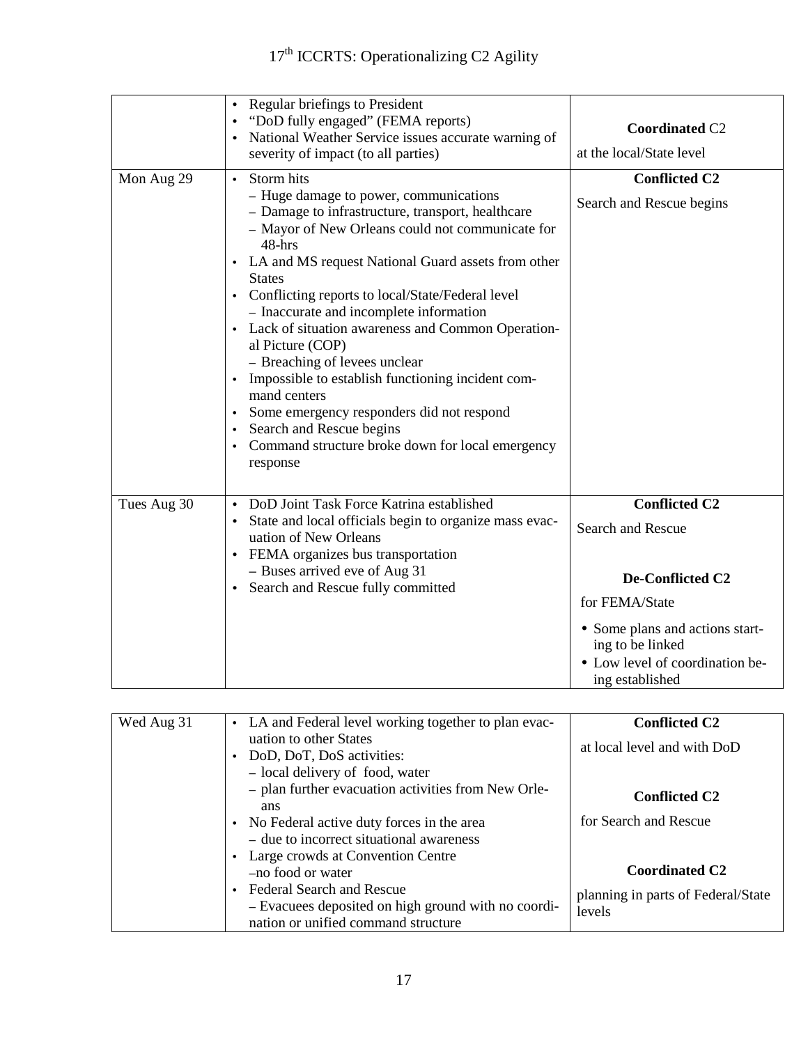| | | |
|---|---|---|
| | • Regular briefings to President<br>• "DoD fully engaged" (FEMA reports)<br>• National Weather Service issues accurate warning of severity of impact (to all parties) | **Coordinated** C2<br>at the local/State level |
| Mon Aug 29 | • Storm hits<br>– Huge damage to power, communications<br>– Damage to infrastructure, transport, healthcare<br>– Mayor of New Orleans could not communicate for 48-hrs<br>• LA and MS request National Guard assets from other States<br>• Conflicting reports to local/State/Federal level<br>– Inaccurate and incomplete information<br>• Lack of situation awareness and Common Operational Picture (COP)<br>– Breaching of levees unclear<br>• Impossible to establish functioning incident command centers<br>• Some emergency responders did not respond<br>• Search and Rescue begins<br>• Command structure broke down for local emergency response | **Conflicted C2**<br>Search and Rescue begins |
| Tues Aug 30 | • DoD Joint Task Force Katrina established<br>• State and local officials begin to organize mass evacuation of New Orleans<br>• FEMA organizes bus transportation<br>– Buses arrived eve of Aug 31<br>• Search and Rescue fully committed | **Conflicted C2**<br>Search and Rescue<br><br>**De-Conflicted C2**<br>for FEMA/State<br>• Some plans and actions starting to be linked<br>• Low level of coordination being established |
| Wed Aug 31 | • LA and Federal level working together to plan evacuation to other States<br>• DoD, DoT, DoS activities:<br>– local delivery of food, water<br>– plan further evacuation activities from New Orleans<br>• No Federal active duty forces in the area<br>– due to incorrect situational awareness<br>• Large crowds at Convention Centre<br>–no food or water<br>• Federal Search and Rescue<br>– Evacuees deposited on high ground with no coordination or unified command structure | **Conflicted C2**<br>at local level and with DoD<br><br>**Conflicted C2**<br>for Search and Rescue<br><br>**Coordinated C2**<br>planning in parts of Federal/State levels |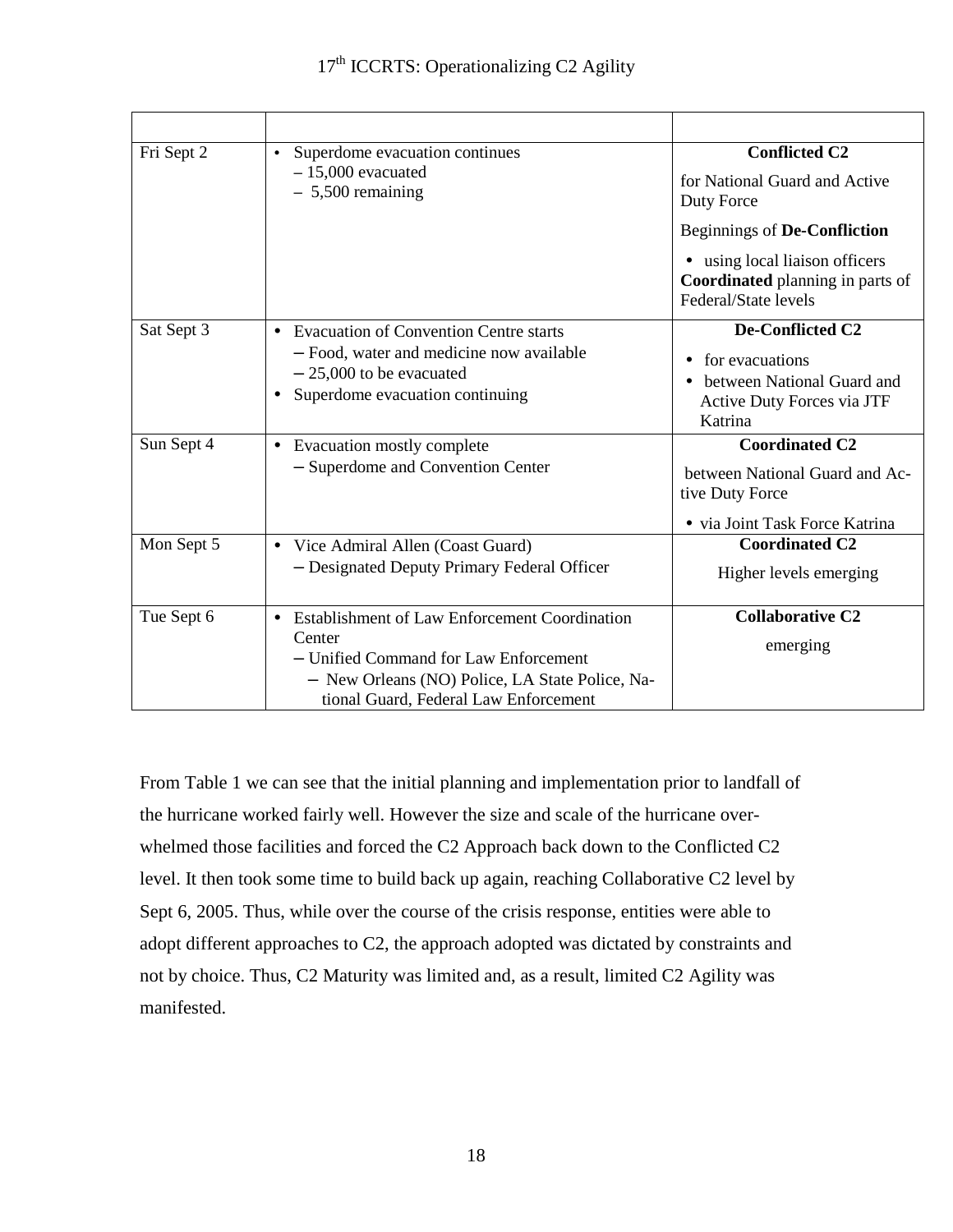| | | |
|---|---|---|
| Fri Sept 2 | • Superdome evacuation continues<br>– 15,000 evacuated<br>– 5,500 remaining | **Conflicted C2**<br>for National Guard and Active Duty Force<br>Beginnings of **De-Confliction**<br>• using local liaison officers<br>**Coordinated** planning in parts of Federal/State levels |
| Sat Sept 3 | • Evacuation of Convention Centre starts<br>– Food, water and medicine now available<br>– 25,000 to be evacuated<br>• Superdome evacuation continuing | **De-Conflicted C2**<br>• for evacuations<br>• between National Guard and Active Duty Forces via JTF Katrina |
| Sun Sept 4 | • Evacuation mostly complete<br>– Superdome and Convention Center | **Coordinated C2**<br>between National Guard and Active Duty Force<br>• via Joint Task Force Katrina |
| Mon Sept 5 | • Vice Admiral Allen (Coast Guard)<br>– Designated Deputy Primary Federal Officer | **Coordinated C2**<br>Higher levels emerging |
| Tue Sept 6 | • Establishment of Law Enforcement Coordination Center<br>– Unified Command for Law Enforcement<br>– New Orleans (NO) Police, LA State Police, National Guard, Federal Law Enforcement | **Collaborative C2**<br>emerging |

From Table 1 we can see that the initial planning and implementation prior to landfall of the hurricane worked fairly well. However the size and scale of the hurricane overwhelmed those facilities and forced the C2 Approach back down to the Conflicted C2 level. It then took some time to build back up again, reaching Collaborative C2 level by Sept 6, 2005. Thus, while over the course of the crisis response, entities were able to adopt different approaches to C2, the approach adopted was dictated by constraints and not by choice. Thus, C2 Maturity was limited and, as a result, limited C2 Agility was manifested.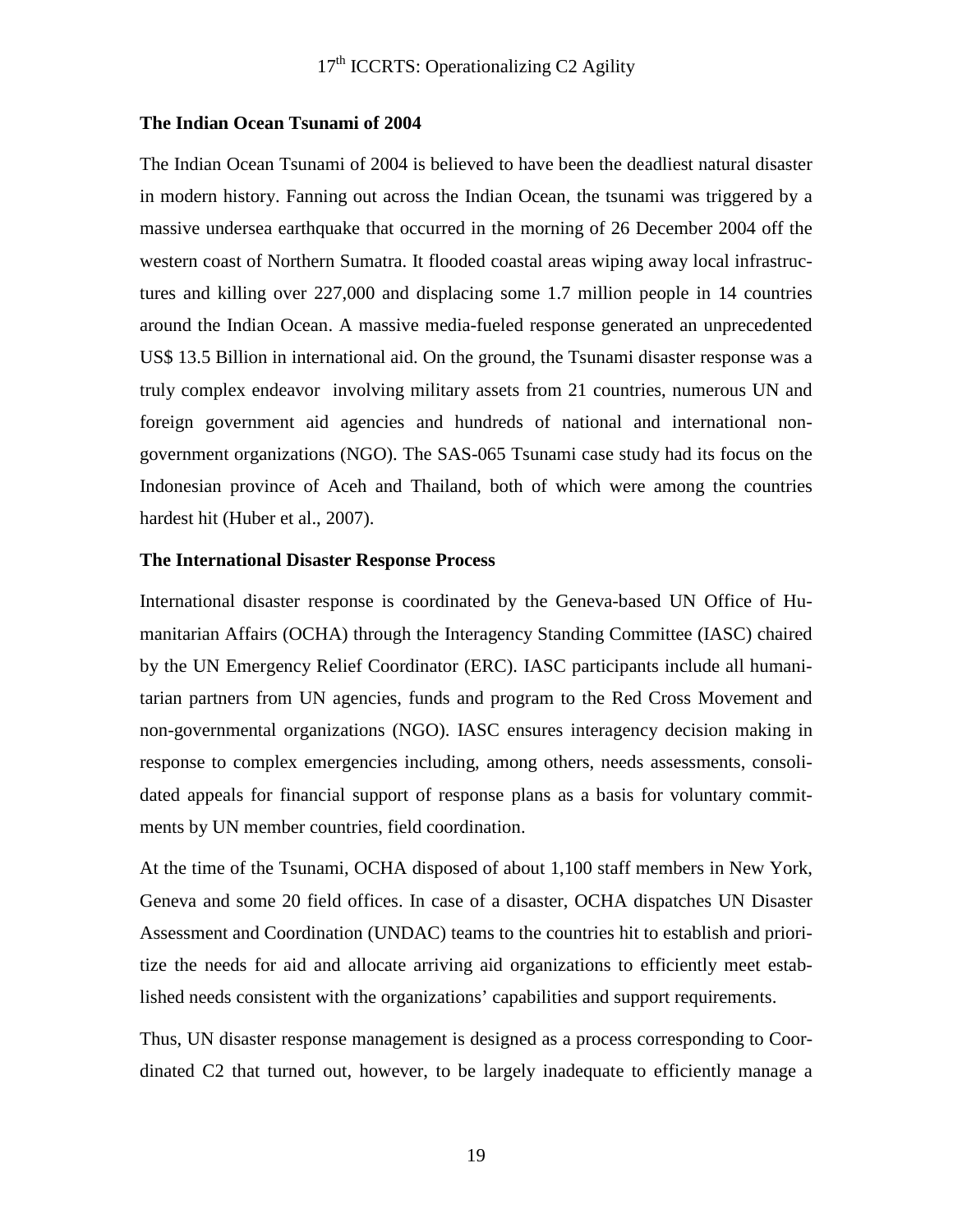### The Indian Ocean Tsunami of 2004

The Indian Ocean Tsunami of 2004 is believed to have been the deadliest natural disaster in modern history. Fanning out across the Indian Ocean, the tsunami was triggered by a massive undersea earthquake that occurred in the morning of 26 December 2004 off the western coast of Northern Sumatra. It flooded coastal areas wiping away local infrastructures and killing over 227,000 and displacing some 1.7 million people in 14 countries around the Indian Ocean. A massive media-fueled response generated an unprecedented US$ 13.5 Billion in international aid. On the ground, the Tsunami disaster response was a truly complex endeavor involving military assets from 21 countries, numerous UN and foreign government aid agencies and hundreds of national and international non-government organizations (NGO). The SAS-065 Tsunami case study had its focus on the Indonesian province of Aceh and Thailand, both of which were among the countries hardest hit (Huber et al., 2007).

### The International Disaster Response Process

International disaster response is coordinated by the Geneva-based UN Office of Humanitarian Affairs (OCHA) through the Interagency Standing Committee (IASC) chaired by the UN Emergency Relief Coordinator (ERC). IASC participants include all humanitarian partners from UN agencies, funds and program to the Red Cross Movement and non-governmental organizations (NGO). IASC ensures interagency decision making in response to complex emergencies including, among others, needs assessments, consolidated appeals for financial support of response plans as a basis for voluntary commitments by UN member countries, field coordination.

At the time of the Tsunami, OCHA disposed of about 1,100 staff members in New York, Geneva and some 20 field offices. In case of a disaster, OCHA dispatches UN Disaster Assessment and Coordination (UNDAC) teams to the countries hit to establish and prioritize the needs for aid and allocate arriving aid organizations to efficiently meet established needs consistent with the organizations' capabilities and support requirements.

Thus, UN disaster response management is designed as a process corresponding to Coordinated C2 that turned out, however, to be largely inadequate to efficiently manage a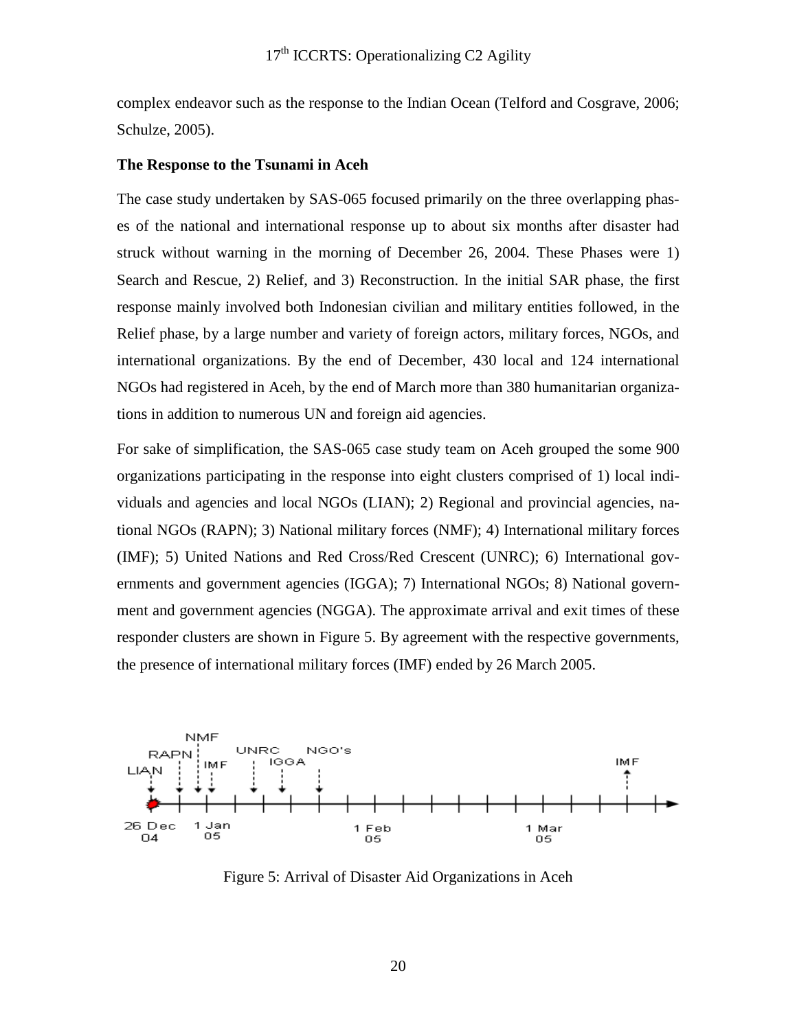complex endeavor such as the response to the Indian Ocean (Telford and Cosgrave, 2006; Schulze, 2005).

**The Response to the Tsunami in Aceh**

The case study undertaken by SAS-065 focused primarily on the three overlapping phases of the national and international response up to about six months after disaster had struck without warning in the morning of December 26, 2004. These Phases were 1) Search and Rescue, 2) Relief, and 3) Reconstruction. In the initial SAR phase, the first response mainly involved both Indonesian civilian and military entities followed, in the Relief phase, by a large number and variety of foreign actors, military forces, NGOs, and international organizations. By the end of December, 430 local and 124 international NGOs had registered in Aceh, by the end of March more than 380 humanitarian organizations in addition to numerous UN and foreign aid agencies.

For sake of simplification, the SAS-065 case study team on Aceh grouped the some 900 organizations participating in the response into eight clusters comprised of 1) local individuals and agencies and local NGOs (LIAN); 2) Regional and provincial agencies, national NGOs (RAPN); 3) National military forces (NMF); 4) International military forces (IMF); 5) United Nations and Red Cross/Red Crescent (UNRC); 6) International governments and government agencies (IGGA); 7) International NGOs; 8) National government and government agencies (NGGA). The approximate arrival and exit times of these responder clusters are shown in Figure 5. By agreement with the respective governments, the presence of international military forces (IMF) ended by 26 March 2005.

Figure 5: Arrival of Disaster Aid Organizations in Aceh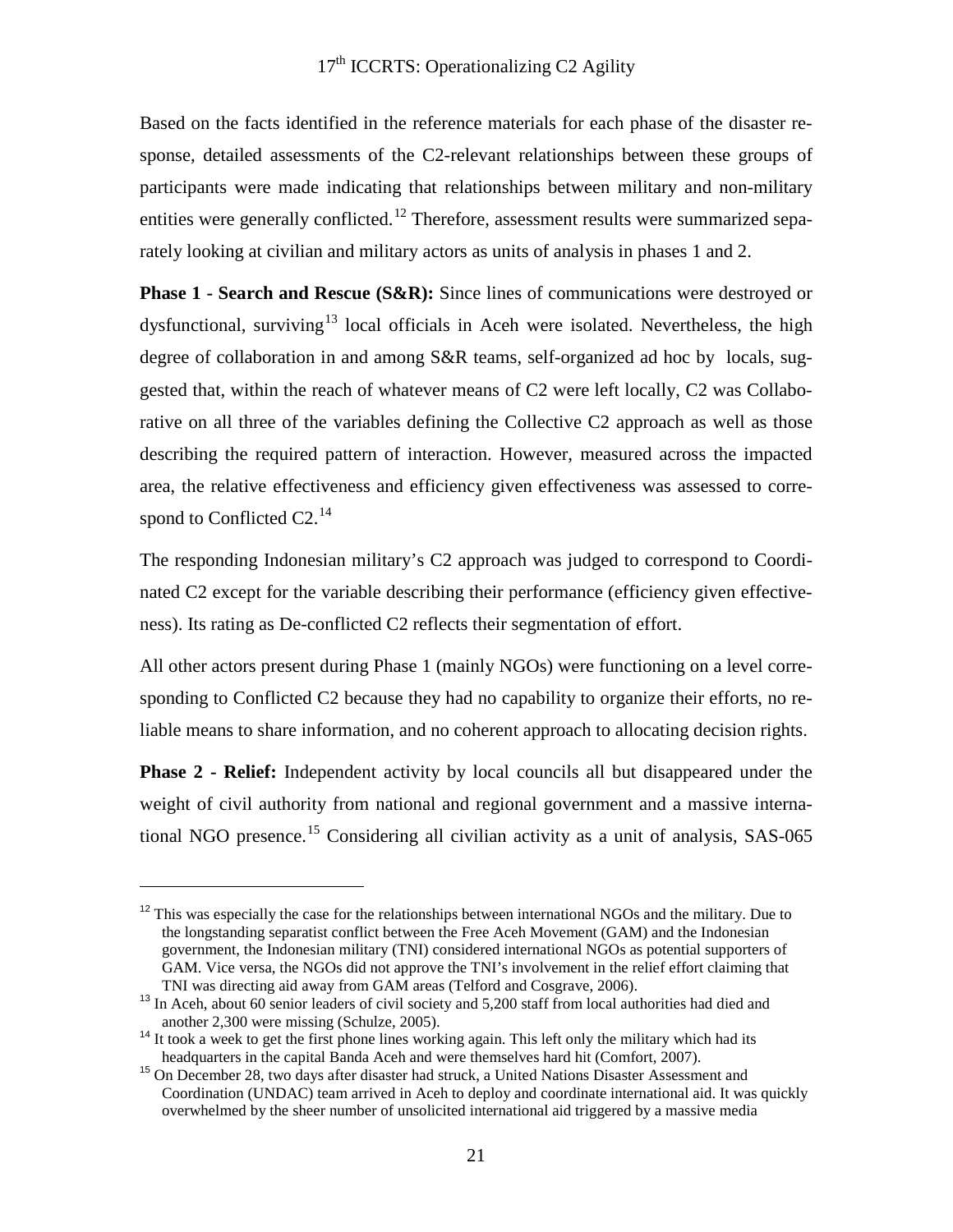Based on the facts identified in the reference materials for each phase of the disaster response, detailed assessments of the C2-relevant relationships between these groups of participants were made indicating that relationships between military and non-military entities were generally conflicted.[12] Therefore, assessment results were summarized separately looking at civilian and military actors as units of analysis in phases 1 and 2.

**Phase 1 - Search and Rescue (S&R):** Since lines of communications were destroyed or dysfunctional, surviving[13] local officials in Aceh were isolated. Nevertheless, the high degree of collaboration in and among S&R teams, self-organized ad hoc by locals, suggested that, within the reach of whatever means of C2 were left locally, C2 was Collaborative on all three of the variables defining the Collective C2 approach as well as those describing the required pattern of interaction. However, measured across the impacted area, the relative effectiveness and efficiency given effectiveness was assessed to correspond to Conflicted C2.[14]

The responding Indonesian military's C2 approach was judged to correspond to Coordinated C2 except for the variable describing their performance (efficiency given effectiveness). Its rating as De-conflicted C2 reflects their segmentation of effort.

All other actors present during Phase 1 (mainly NGOs) were functioning on a level corresponding to Conflicted C2 because they had no capability to organize their efforts, no reliable means to share information, and no coherent approach to allocating decision rights.

**Phase 2 - Relief:** Independent activity by local councils all but disappeared under the weight of civil authority from national and regional government and a massive international NGO presence.[15] Considering all civilian activity as a unit of analysis, SAS-065

---

[12] This was especially the case for the relationships between international NGOs and the military. Due to the longstanding separatist conflict between the Free Aceh Movement (GAM) and the Indonesian government, the Indonesian military (TNI) considered international NGOs as potential supporters of GAM. Vice versa, the NGOs did not approve the TNI's involvement in the relief effort claiming that TNI was directing aid away from GAM areas (Telford and Cosgrave, 2006).

[13] In Aceh, about 60 senior leaders of civil society and 5,200 staff from local authorities had died and another 2,300 were missing (Schulze, 2005).

[14] It took a week to get the first phone lines working again. This left only the military which had its headquarters in the capital Banda Aceh and were themselves hard hit (Comfort, 2007).

[15] On December 28, two days after disaster had struck, a United Nations Disaster Assessment and Coordination (UNDAC) team arrived in Aceh to deploy and coordinate international aid. It was quickly overwhelmed by the sheer number of unsolicited international aid triggered by a massive media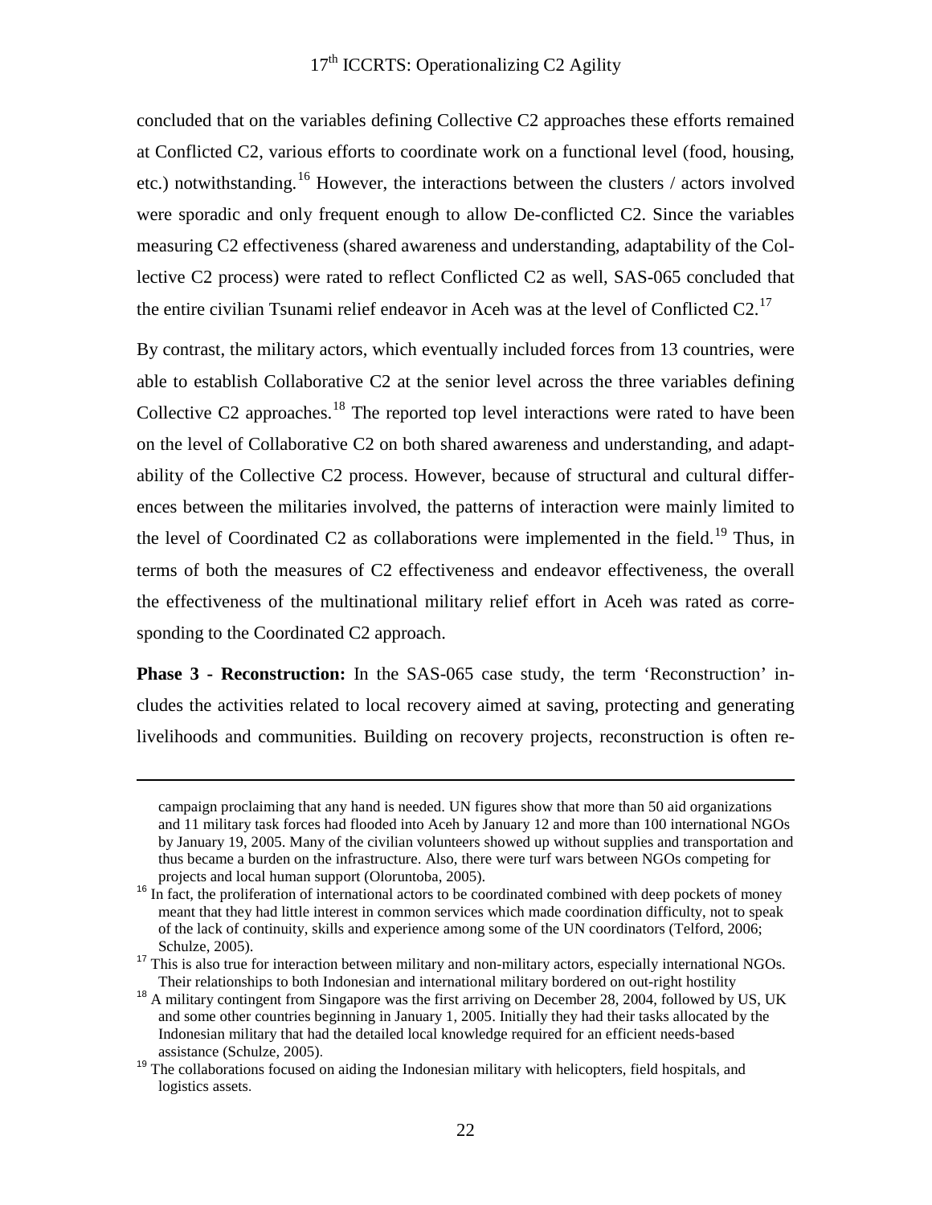concluded that on the variables defining Collective C2 approaches these efforts remained at Conflicted C2, various efforts to coordinate work on a functional level (food, housing, etc.) notwithstanding.[16] However, the interactions between the clusters / actors involved were sporadic and only frequent enough to allow De-conflicted C2. Since the variables measuring C2 effectiveness (shared awareness and understanding, adaptability of the Collective C2 process) were rated to reflect Conflicted C2 as well, SAS-065 concluded that the entire civilian Tsunami relief endeavor in Aceh was at the level of Conflicted C2.[17]

By contrast, the military actors, which eventually included forces from 13 countries, were able to establish Collaborative C2 at the senior level across the three variables defining Collective C2 approaches.[18] The reported top level interactions were rated to have been on the level of Collaborative C2 on both shared awareness and understanding, and adaptability of the Collective C2 process. However, because of structural and cultural differences between the militaries involved, the patterns of interaction were mainly limited to the level of Coordinated C2 as collaborations were implemented in the field.[19] Thus, in terms of both the measures of C2 effectiveness and endeavor effectiveness, the overall the effectiveness of the multinational military relief effort in Aceh was rated as corresponding to the Coordinated C2 approach.

**Phase 3 - Reconstruction:** In the SAS-065 case study, the term 'Reconstruction' includes the activities related to local recovery aimed at saving, protecting and generating livelihoods and communities. Building on recovery projects, reconstruction is often re-

---

campaign proclaiming that any hand is needed. UN figures show that more than 50 aid organizations and 11 military task forces had flooded into Aceh by January 12 and more than 100 international NGOs by January 19, 2005. Many of the civilian volunteers showed up without supplies and transportation and thus became a burden on the infrastructure. Also, there were turf wars between NGOs competing for projects and local human support (Oloruntoba, 2005).

[16] In fact, the proliferation of international actors to be coordinated combined with deep pockets of money meant that they had little interest in common services which made coordination difficulty, not to speak of the lack of continuity, skills and experience among some of the UN coordinators (Telford, 2006; Schulze, 2005).

[17] This is also true for interaction between military and non-military actors, especially international NGOs. Their relationships to both Indonesian and international military bordered on out-right hostility

[18] A military contingent from Singapore was the first arriving on December 28, 2004, followed by US, UK and some other countries beginning in January 1, 2005. Initially they had their tasks allocated by the Indonesian military that had the detailed local knowledge required for an efficient needs-based assistance (Schulze, 2005).

[19] The collaborations focused on aiding the Indonesian military with helicopters, field hospitals, and logistics assets.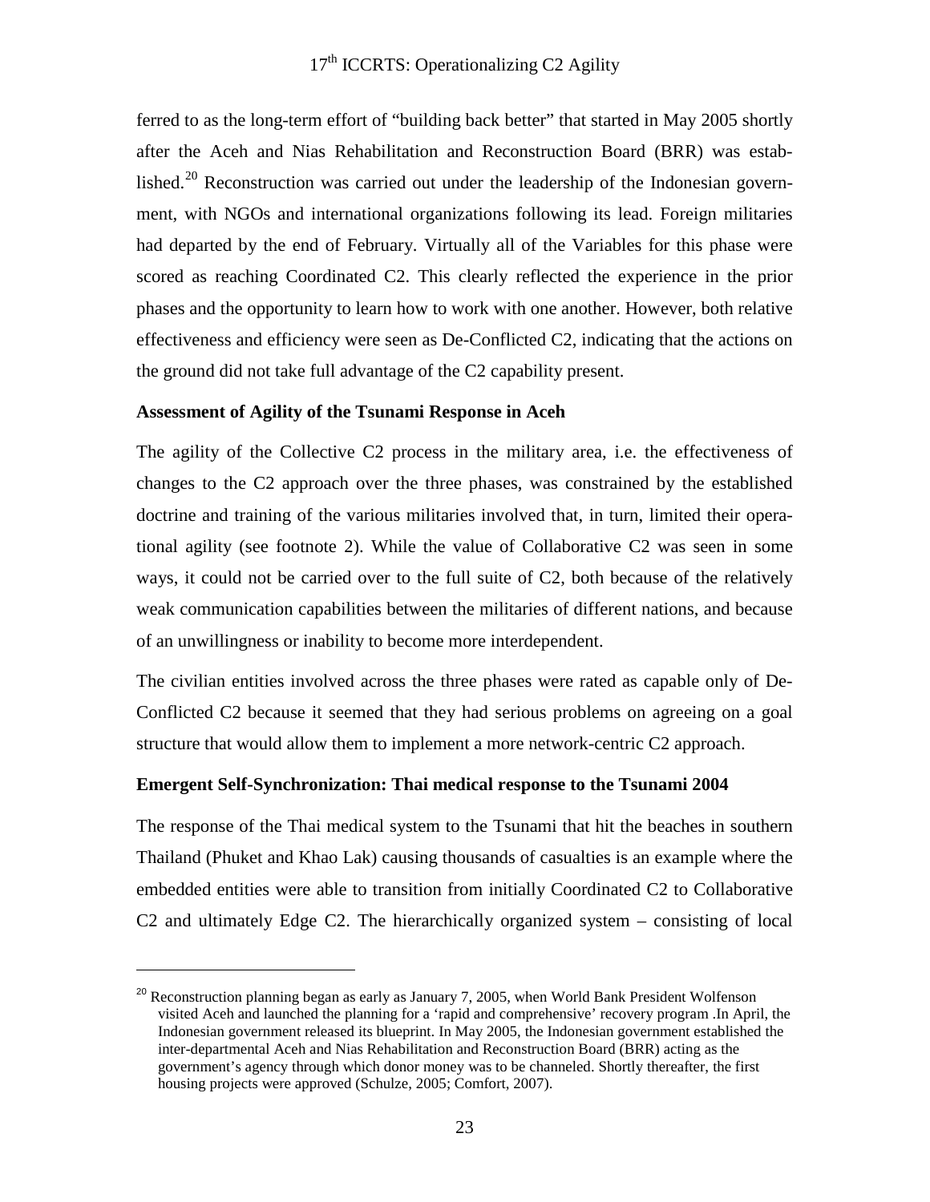ferred to as the long-term effort of "building back better" that started in May 2005 shortly after the Aceh and Nias Rehabilitation and Reconstruction Board (BRR) was established.[20] Reconstruction was carried out under the leadership of the Indonesian government, with NGOs and international organizations following its lead. Foreign militaries had departed by the end of February. Virtually all of the Variables for this phase were scored as reaching Coordinated C2. This clearly reflected the experience in the prior phases and the opportunity to learn how to work with one another. However, both relative effectiveness and efficiency were seen as De-Conflicted C2, indicating that the actions on the ground did not take full advantage of the C2 capability present.

**Assessment of Agility of the Tsunami Response in Aceh**

The agility of the Collective C2 process in the military area, i.e. the effectiveness of changes to the C2 approach over the three phases, was constrained by the established doctrine and training of the various militaries involved that, in turn, limited their operational agility (see footnote 2). While the value of Collaborative C2 was seen in some ways, it could not be carried over to the full suite of C2, both because of the relatively weak communication capabilities between the militaries of different nations, and because of an unwillingness or inability to become more interdependent.

The civilian entities involved across the three phases were rated as capable only of De-Conflicted C2 because it seemed that they had serious problems on agreeing on a goal structure that would allow them to implement a more network-centric C2 approach.

**Emergent Self-Synchronization: Thai medical response to the Tsunami 2004**

The response of the Thai medical system to the Tsunami that hit the beaches in southern Thailand (Phuket and Khao Lak) causing thousands of casualties is an example where the embedded entities were able to transition from initially Coordinated C2 to Collaborative C2 and ultimately Edge C2. The hierarchically organized system – consisting of local

---

[20] Reconstruction planning began as early as January 7, 2005, when World Bank President Wolfenson visited Aceh and launched the planning for a 'rapid and comprehensive' recovery program .In April, the Indonesian government released its blueprint. In May 2005, the Indonesian government established the inter-departmental Aceh and Nias Rehabilitation and Reconstruction Board (BRR) acting as the government's agency through which donor money was to be channeled. Shortly thereafter, the first housing projects were approved (Schulze, 2005; Comfort, 2007).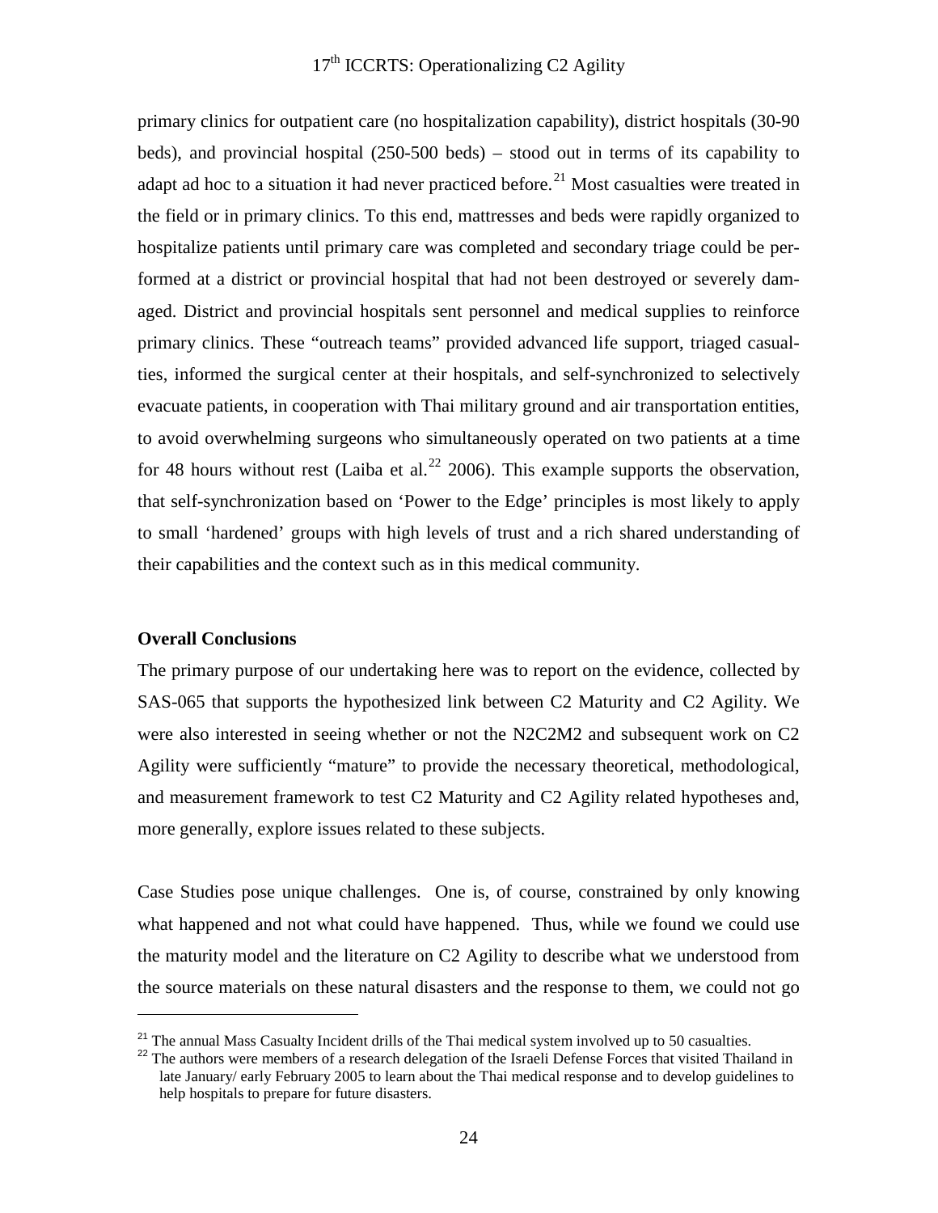primary clinics for outpatient care (no hospitalization capability), district hospitals (30-90 beds), and provincial hospital (250-500 beds) – stood out in terms of its capability to adapt ad hoc to a situation it had never practiced before.[21] Most casualties were treated in the field or in primary clinics. To this end, mattresses and beds were rapidly organized to hospitalize patients until primary care was completed and secondary triage could be performed at a district or provincial hospital that had not been destroyed or severely damaged. District and provincial hospitals sent personnel and medical supplies to reinforce primary clinics. These "outreach teams" provided advanced life support, triaged casualties, informed the surgical center at their hospitals, and self-synchronized to selectively evacuate patients, in cooperation with Thai military ground and air transportation entities, to avoid overwhelming surgeons who simultaneously operated on two patients at a time for 48 hours without rest (Laiba et al.[22] 2006). This example supports the observation, that self-synchronization based on 'Power to the Edge' principles is most likely to apply to small 'hardened' groups with high levels of trust and a rich shared understanding of their capabilities and the context such as in this medical community.

**Overall Conclusions**

The primary purpose of our undertaking here was to report on the evidence, collected by SAS-065 that supports the hypothesized link between C2 Maturity and C2 Agility. We were also interested in seeing whether or not the N2C2M2 and subsequent work on C2 Agility were sufficiently "mature" to provide the necessary theoretical, methodological, and measurement framework to test C2 Maturity and C2 Agility related hypotheses and, more generally, explore issues related to these subjects.

Case Studies pose unique challenges. One is, of course, constrained by only knowing what happened and not what could have happened. Thus, while we found we could use the maturity model and the literature on C2 Agility to describe what we understood from the source materials on these natural disasters and the response to them, we could not go

---

[21] The annual Mass Casualty Incident drills of the Thai medical system involved up to 50 casualties.

[22] The authors were members of a research delegation of the Israeli Defense Forces that visited Thailand in late January/ early February 2005 to learn about the Thai medical response and to develop guidelines to help hospitals to prepare for future disasters.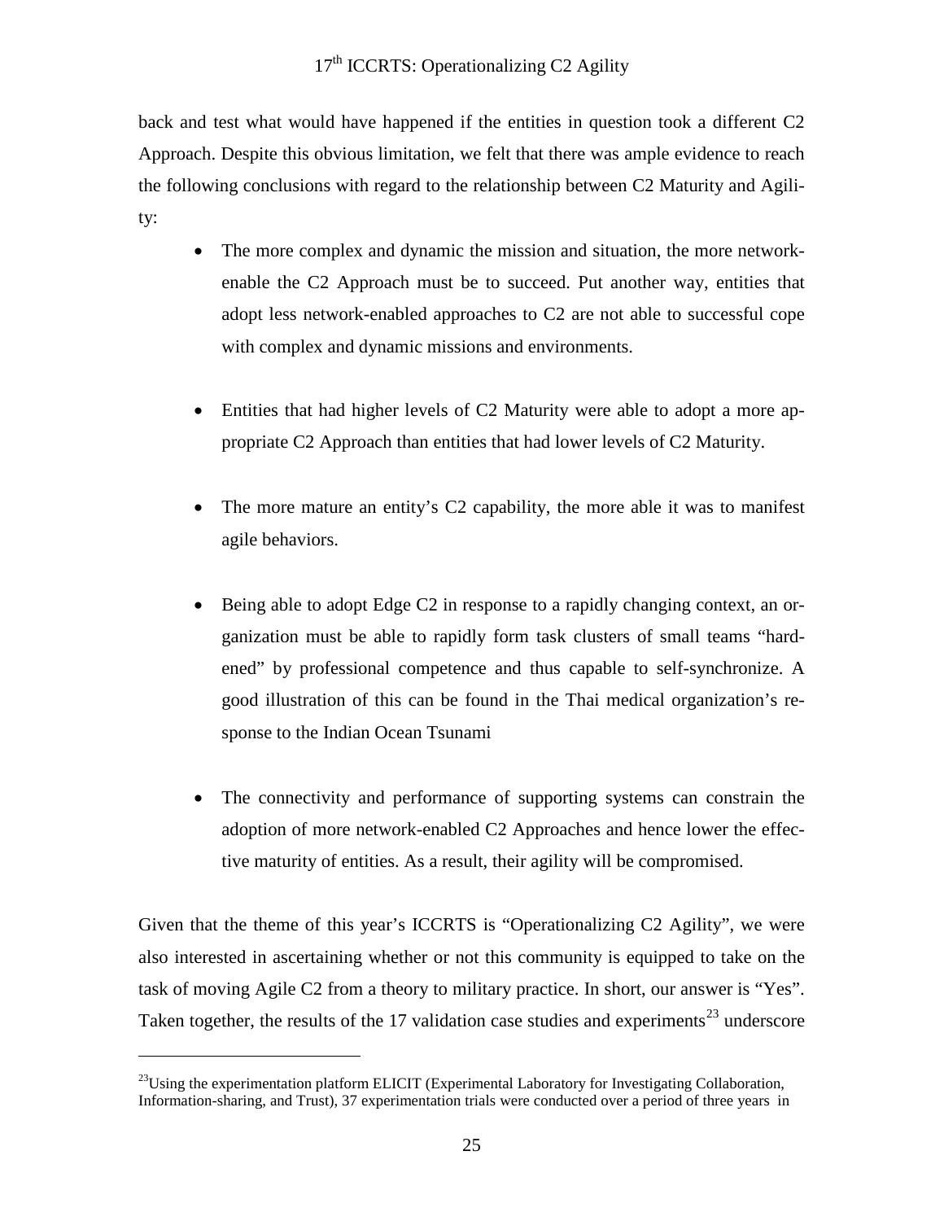back and test what would have happened if the entities in question took a different C2 Approach. Despite this obvious limitation, we felt that there was ample evidence to reach the following conclusions with regard to the relationship between C2 Maturity and Agility:

- The more complex and dynamic the mission and situation, the more network-enable the C2 Approach must be to succeed. Put another way, entities that adopt less network-enabled approaches to C2 are not able to successful cope with complex and dynamic missions and environments.

- Entities that had higher levels of C2 Maturity were able to adopt a more appropriate C2 Approach than entities that had lower levels of C2 Maturity.

- The more mature an entity's C2 capability, the more able it was to manifest agile behaviors.

- Being able to adopt Edge C2 in response to a rapidly changing context, an organization must be able to rapidly form task clusters of small teams "hardened" by professional competence and thus capable to self-synchronize. A good illustration of this can be found in the Thai medical organization's response to the Indian Ocean Tsunami

- The connectivity and performance of supporting systems can constrain the adoption of more network-enabled C2 Approaches and hence lower the effective maturity of entities. As a result, their agility will be compromised.

Given that the theme of this year's ICCRTS is "Operationalizing C2 Agility", we were also interested in ascertaining whether or not this community is equipped to take on the task of moving Agile C2 from a theory to military practice. In short, our answer is "Yes". Taken together, the results of the 17 validation case studies and experiments[23] underscore

[23] Using the experimentation platform ELICIT (Experimental Laboratory for Investigating Collaboration, Information-sharing, and Trust), 37 experimentation trials were conducted over a period of three years in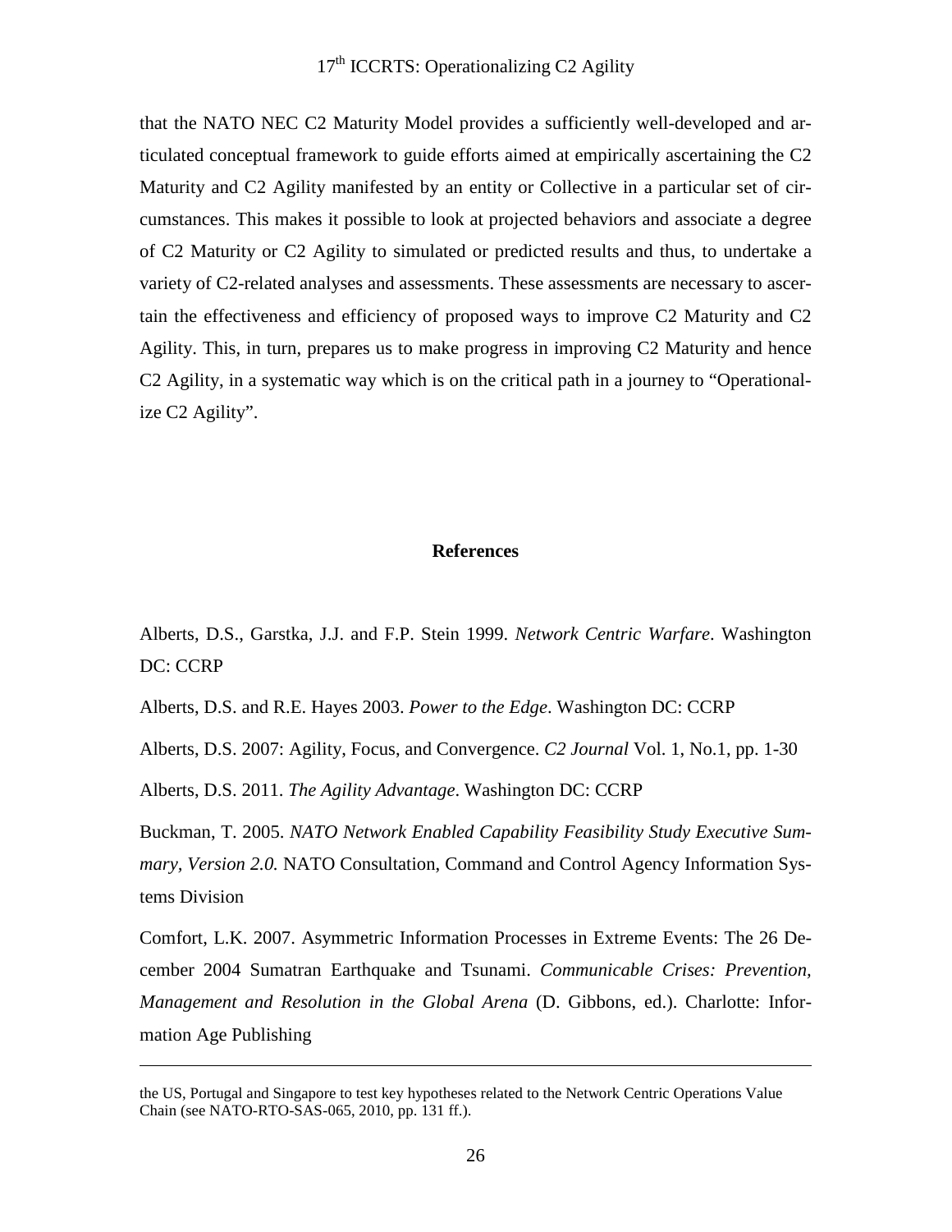that the NATO NEC C2 Maturity Model provides a sufficiently well-developed and articulated conceptual framework to guide efforts aimed at empirically ascertaining the C2 Maturity and C2 Agility manifested by an entity or Collective in a particular set of circumstances. This makes it possible to look at projected behaviors and associate a degree of C2 Maturity or C2 Agility to simulated or predicted results and thus, to undertake a variety of C2-related analyses and assessments. These assessments are necessary to ascertain the effectiveness and efficiency of proposed ways to improve C2 Maturity and C2 Agility. This, in turn, prepares us to make progress in improving C2 Maturity and hence C2 Agility, in a systematic way which is on the critical path in a journey to "Operationalize C2 Agility".

## References

Alberts, D.S., Garstka, J.J. and F.P. Stein 1999. *Network Centric Warfare*. Washington DC: CCRP

Alberts, D.S. and R.E. Hayes 2003. *Power to the Edge*. Washington DC: CCRP

Alberts, D.S. 2007: Agility, Focus, and Convergence. *C2 Journal* Vol. 1, No.1, pp. 1-30

Alberts, D.S. 2011. *The Agility Advantage*. Washington DC: CCRP

Buckman, T. 2005. *NATO Network Enabled Capability Feasibility Study Executive Summary, Version 2.0.* NATO Consultation, Command and Control Agency Information Systems Division

Comfort, L.K. 2007. Asymmetric Information Processes in Extreme Events: The 26 December 2004 Sumatran Earthquake and Tsunami. *Communicable Crises: Prevention, Management and Resolution in the Global Arena* (D. Gibbons, ed.). Charlotte: Information Age Publishing

---

the US, Portugal and Singapore to test key hypotheses related to the Network Centric Operations Value Chain (see NATO-RTO-SAS-065, 2010, pp. 131 ff.).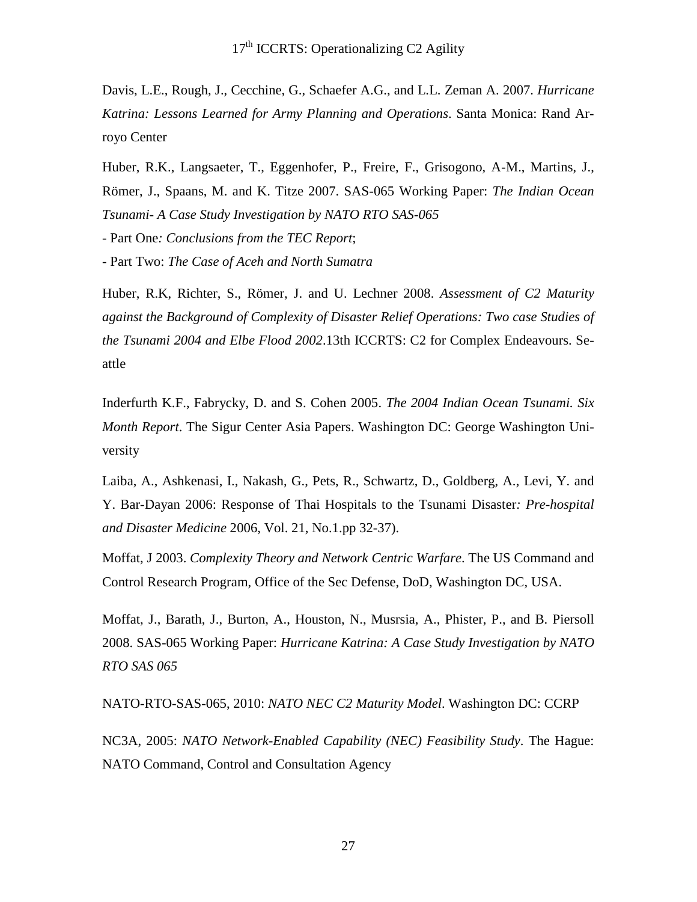Davis, L.E., Rough, J., Cecchine, G., Schaefer A.G., and L.L. Zeman A. 2007. *Hurricane Katrina: Lessons Learned for Army Planning and Operations*. Santa Monica: Rand Arroyo Center

Huber, R.K., Langsaeter, T., Eggenhofer, P., Freire, F., Grisogono, A-M., Martins, J., Römer, J., Spaans, M. and K. Titze 2007. SAS-065 Working Paper: *The Indian Ocean Tsunami- A Case Study Investigation by NATO RTO SAS-065*

- Part One*: Conclusions from the TEC Report*;

- Part Two: *The Case of Aceh and North Sumatra*

Huber, R.K, Richter, S., Römer, J. and U. Lechner 2008. *Assessment of C2 Maturity against the Background of Complexity of Disaster Relief Operations: Two case Studies of the Tsunami 2004 and Elbe Flood 2002*.13th ICCRTS: C2 for Complex Endeavours. Seattle

Inderfurth K.F., Fabrycky, D. and S. Cohen 2005. *The 2004 Indian Ocean Tsunami. Six Month Report*. The Sigur Center Asia Papers. Washington DC: George Washington University

Laiba, A., Ashkenasi, I., Nakash, G., Pets, R., Schwartz, D., Goldberg, A., Levi, Y. and Y. Bar-Dayan 2006: Response of Thai Hospitals to the Tsunami Disaster*: Pre-hospital and Disaster Medicine* 2006, Vol. 21, No.1.pp 32-37).

Moffat, J 2003. *Complexity Theory and Network Centric Warfare*. The US Command and Control Research Program, Office of the Sec Defense, DoD, Washington DC, USA.

Moffat, J., Barath, J., Burton, A., Houston, N., Musrsia, A., Phister, P., and B. Piersoll 2008. SAS-065 Working Paper: *Hurricane Katrina: A Case Study Investigation by NATO RTO SAS 065*

NATO-RTO-SAS-065, 2010: *NATO NEC C2 Maturity Model*. Washington DC: CCRP

NC3A, 2005: *NATO Network-Enabled Capability (NEC) Feasibility Study*. The Hague: NATO Command, Control and Consultation Agency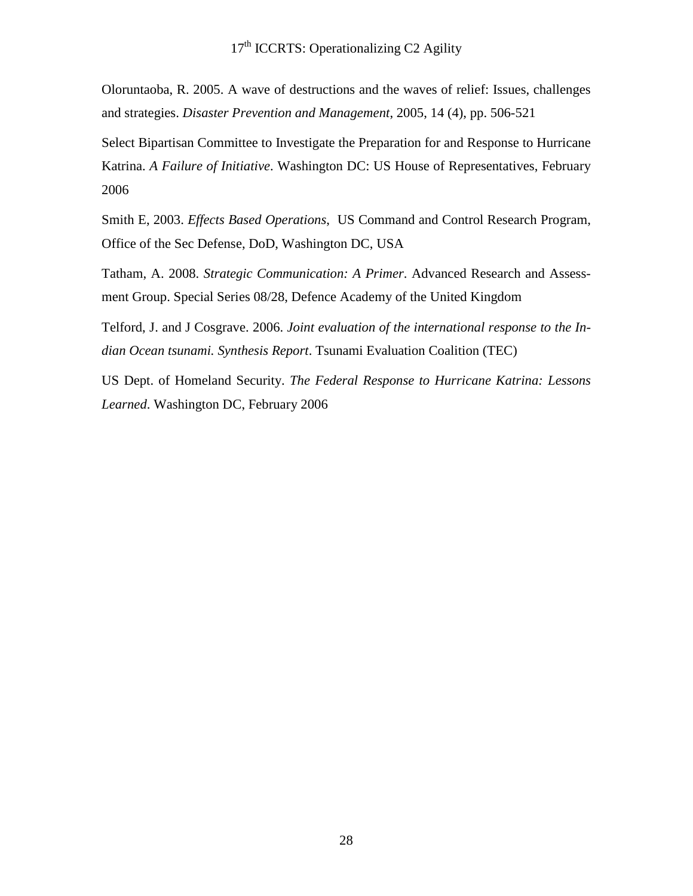Oloruntaoba, R. 2005. A wave of destructions and the waves of relief: Issues, challenges and strategies. *Disaster Prevention and Management*, 2005, 14 (4), pp. 506-521

Select Bipartisan Committee to Investigate the Preparation for and Response to Hurricane Katrina. *A Failure of Initiative*. Washington DC: US House of Representatives, February 2006

Smith E, 2003. *Effects Based Operations*, US Command and Control Research Program, Office of the Sec Defense, DoD, Washington DC, USA

Tatham, A. 2008. *Strategic Communication: A Primer*. Advanced Research and Assessment Group. Special Series 08/28, Defence Academy of the United Kingdom

Telford, J. and J Cosgrave. 2006. *Joint evaluation of the international response to the Indian Ocean tsunami. Synthesis Report*. Tsunami Evaluation Coalition (TEC)

US Dept. of Homeland Security. *The Federal Response to Hurricane Katrina: Lessons Learned*. Washington DC, February 2006